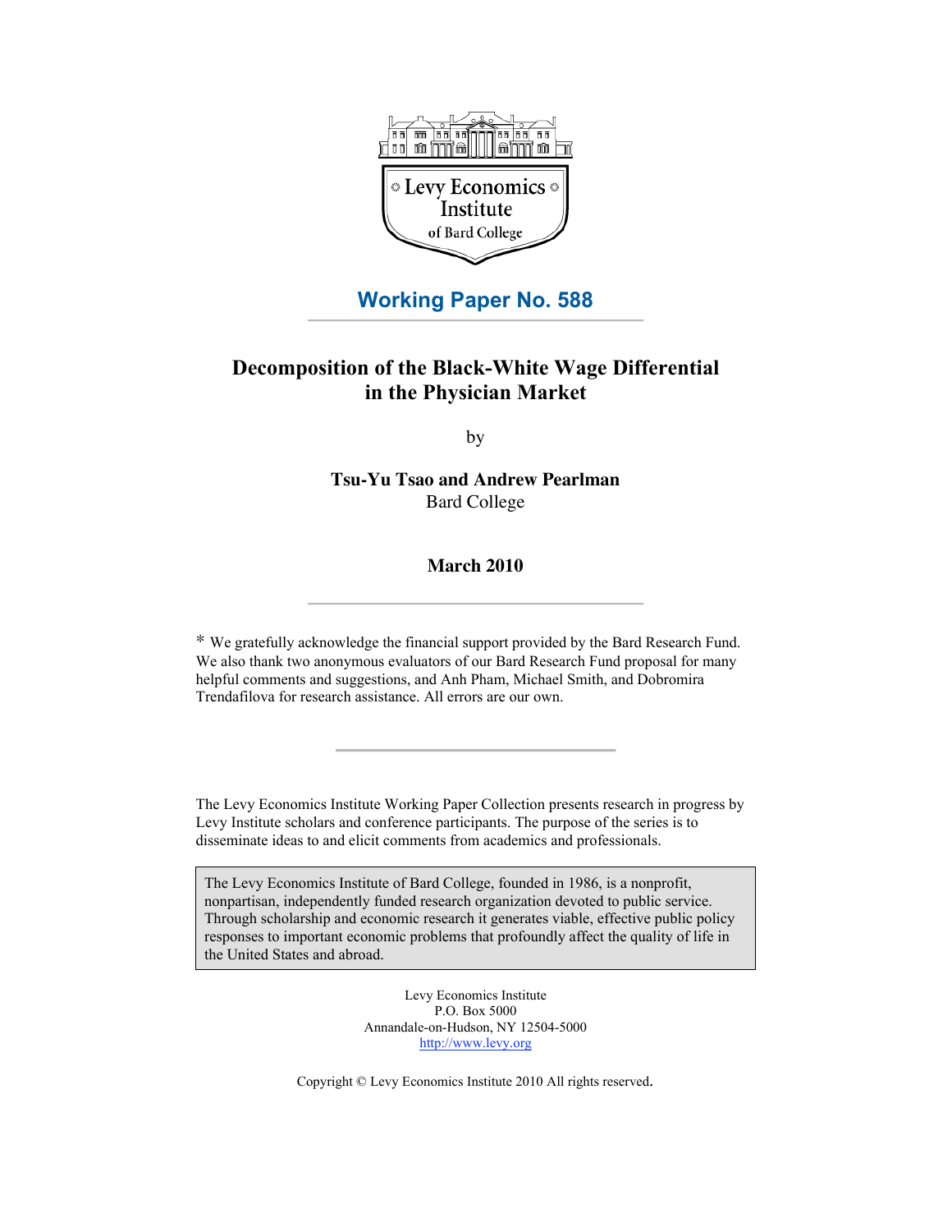Levy Economics Institute of Bard College

## Working Paper No. 588

# Decomposition of the Black-White Wage Differential in the Physician Market

by

**Tsu-Yu Tsao and Andrew Pearlman**
Bard College

**March 2010**

\* We gratefully acknowledge the financial support provided by the Bard Research Fund. We also thank two anonymous evaluators of our Bard Research Fund proposal for many helpful comments and suggestions, and Anh Pham, Michael Smith, and Dobromira Trendafilova for research assistance. All errors are our own.

The Levy Economics Institute Working Paper Collection presents research in progress by Levy Institute scholars and conference participants. The purpose of the series is to disseminate ideas to and elicit comments from academics and professionals.

The Levy Economics Institute of Bard College, founded in 1986, is a nonprofit, nonpartisan, independently funded research organization devoted to public service. Through scholarship and economic research it generates viable, effective public policy responses to important economic problems that profoundly affect the quality of life in the United States and abroad.

Levy Economics Institute
P.O. Box 5000
Annandale-on-Hudson, NY 12504-5000
http://www.levy.org

Copyright © Levy Economics Institute 2010 All rights reserved.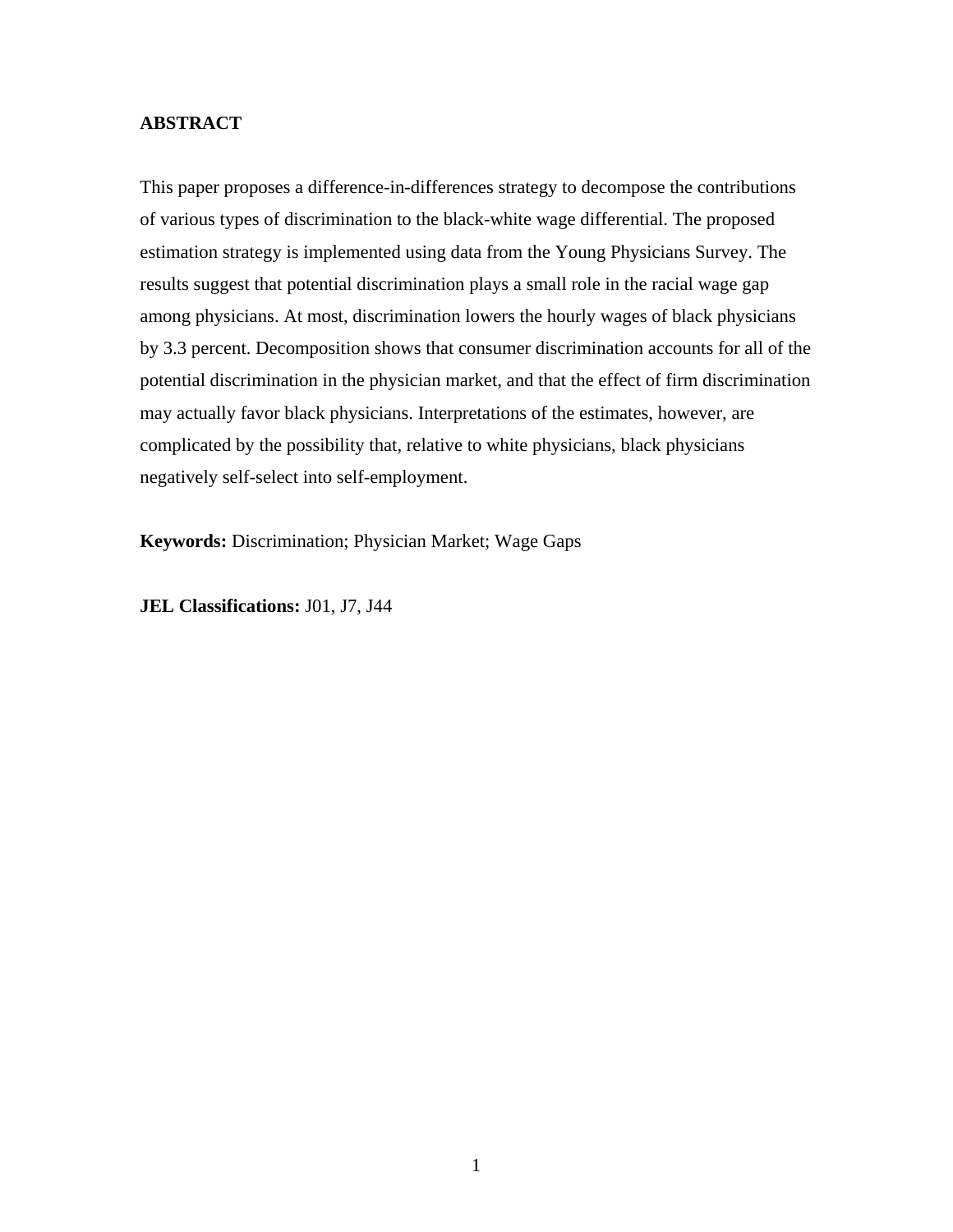## ABSTRACT

This paper proposes a difference-in-differences strategy to decompose the contributions of various types of discrimination to the black-white wage differential. The proposed estimation strategy is implemented using data from the Young Physicians Survey. The results suggest that potential discrimination plays a small role in the racial wage gap among physicians. At most, discrimination lowers the hourly wages of black physicians by 3.3 percent. Decomposition shows that consumer discrimination accounts for all of the potential discrimination in the physician market, and that the effect of firm discrimination may actually favor black physicians. Interpretations of the estimates, however, are complicated by the possibility that, relative to white physicians, black physicians negatively self-select into self-employment.

**Keywords:** Discrimination; Physician Market; Wage Gaps

**JEL Classifications:** J01, J7, J44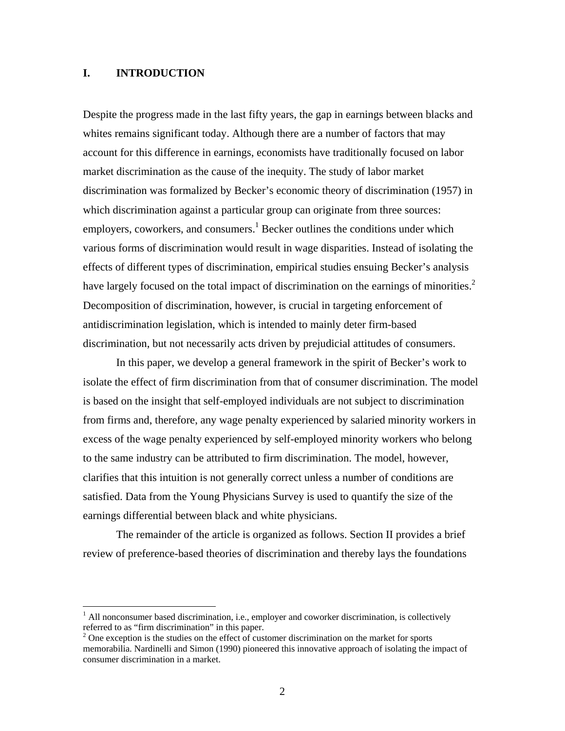## I. INTRODUCTION

Despite the progress made in the last fifty years, the gap in earnings between blacks and whites remains significant today. Although there are a number of factors that may account for this difference in earnings, economists have traditionally focused on labor market discrimination as the cause of the inequity. The study of labor market discrimination was formalized by Becker's economic theory of discrimination (1957) in which discrimination against a particular group can originate from three sources: employers, coworkers, and consumers.[1] Becker outlines the conditions under which various forms of discrimination would result in wage disparities. Instead of isolating the effects of different types of discrimination, empirical studies ensuing Becker's analysis have largely focused on the total impact of discrimination on the earnings of minorities.[2] Decomposition of discrimination, however, is crucial in targeting enforcement of antidiscrimination legislation, which is intended to mainly deter firm-based discrimination, but not necessarily acts driven by prejudicial attitudes of consumers.

In this paper, we develop a general framework in the spirit of Becker's work to isolate the effect of firm discrimination from that of consumer discrimination. The model is based on the insight that self-employed individuals are not subject to discrimination from firms and, therefore, any wage penalty experienced by salaried minority workers in excess of the wage penalty experienced by self-employed minority workers who belong to the same industry can be attributed to firm discrimination. The model, however, clarifies that this intuition is not generally correct unless a number of conditions are satisfied. Data from the Young Physicians Survey is used to quantify the size of the earnings differential between black and white physicians.

The remainder of the article is organized as follows. Section II provides a brief review of preference-based theories of discrimination and thereby lays the foundations

[1] All nonconsumer based discrimination, i.e., employer and coworker discrimination, is collectively referred to as "firm discrimination" in this paper.

[2] One exception is the studies on the effect of customer discrimination on the market for sports memorabilia. Nardinelli and Simon (1990) pioneered this innovative approach of isolating the impact of consumer discrimination in a market.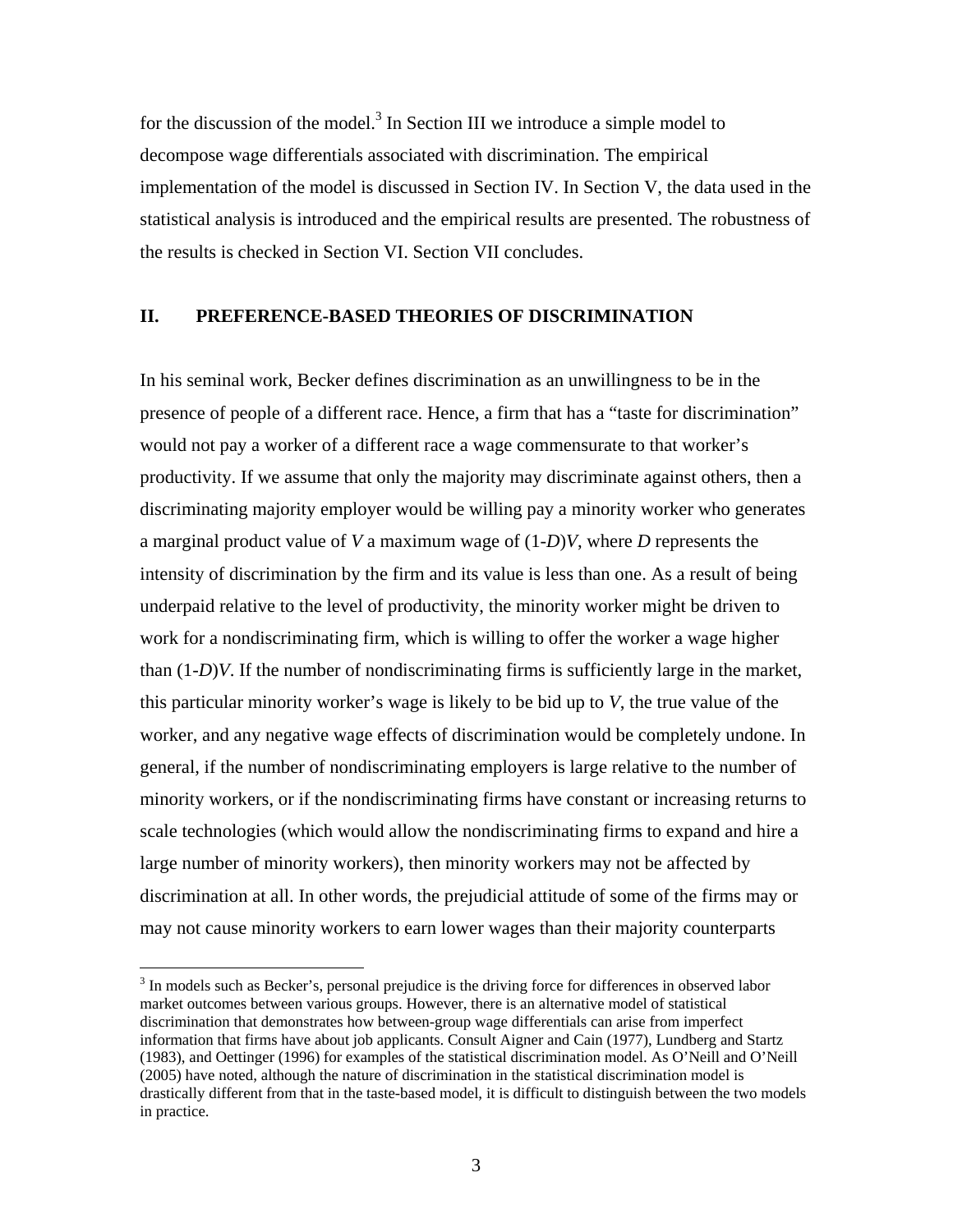for the discussion of the model.[3] In Section III we introduce a simple model to decompose wage differentials associated with discrimination. The empirical implementation of the model is discussed in Section IV. In Section V, the data used in the statistical analysis is introduced and the empirical results are presented. The robustness of the results is checked in Section VI. Section VII concludes.

## II. PREFERENCE-BASED THEORIES OF DISCRIMINATION

In his seminal work, Becker defines discrimination as an unwillingness to be in the presence of people of a different race. Hence, a firm that has a "taste for discrimination" would not pay a worker of a different race a wage commensurate to that worker's productivity. If we assume that only the majority may discriminate against others, then a discriminating majority employer would be willing pay a minority worker who generates a marginal product value of $V$ a maximum wage of $(1-D)V$, where $D$ represents the intensity of discrimination by the firm and its value is less than one. As a result of being underpaid relative to the level of productivity, the minority worker might be driven to work for a nondiscriminating firm, which is willing to offer the worker a wage higher than $(1-D)V$. If the number of nondiscriminating firms is sufficiently large in the market, this particular minority worker's wage is likely to be bid up to $V$, the true value of the worker, and any negative wage effects of discrimination would be completely undone. In general, if the number of nondiscriminating employers is large relative to the number of minority workers, or if the nondiscriminating firms have constant or increasing returns to scale technologies (which would allow the nondiscriminating firms to expand and hire a large number of minority workers), then minority workers may not be affected by discrimination at all. In other words, the prejudicial attitude of some of the firms may or may not cause minority workers to earn lower wages than their majority counterparts

[3] In models such as Becker's, personal prejudice is the driving force for differences in observed labor market outcomes between various groups. However, there is an alternative model of statistical discrimination that demonstrates how between-group wage differentials can arise from imperfect information that firms have about job applicants. Consult Aigner and Cain (1977), Lundberg and Startz (1983), and Oettinger (1996) for examples of the statistical discrimination model. As O'Neill and O'Neill (2005) have noted, although the nature of discrimination in the statistical discrimination model is drastically different from that in the taste-based model, it is difficult to distinguish between the two models in practice.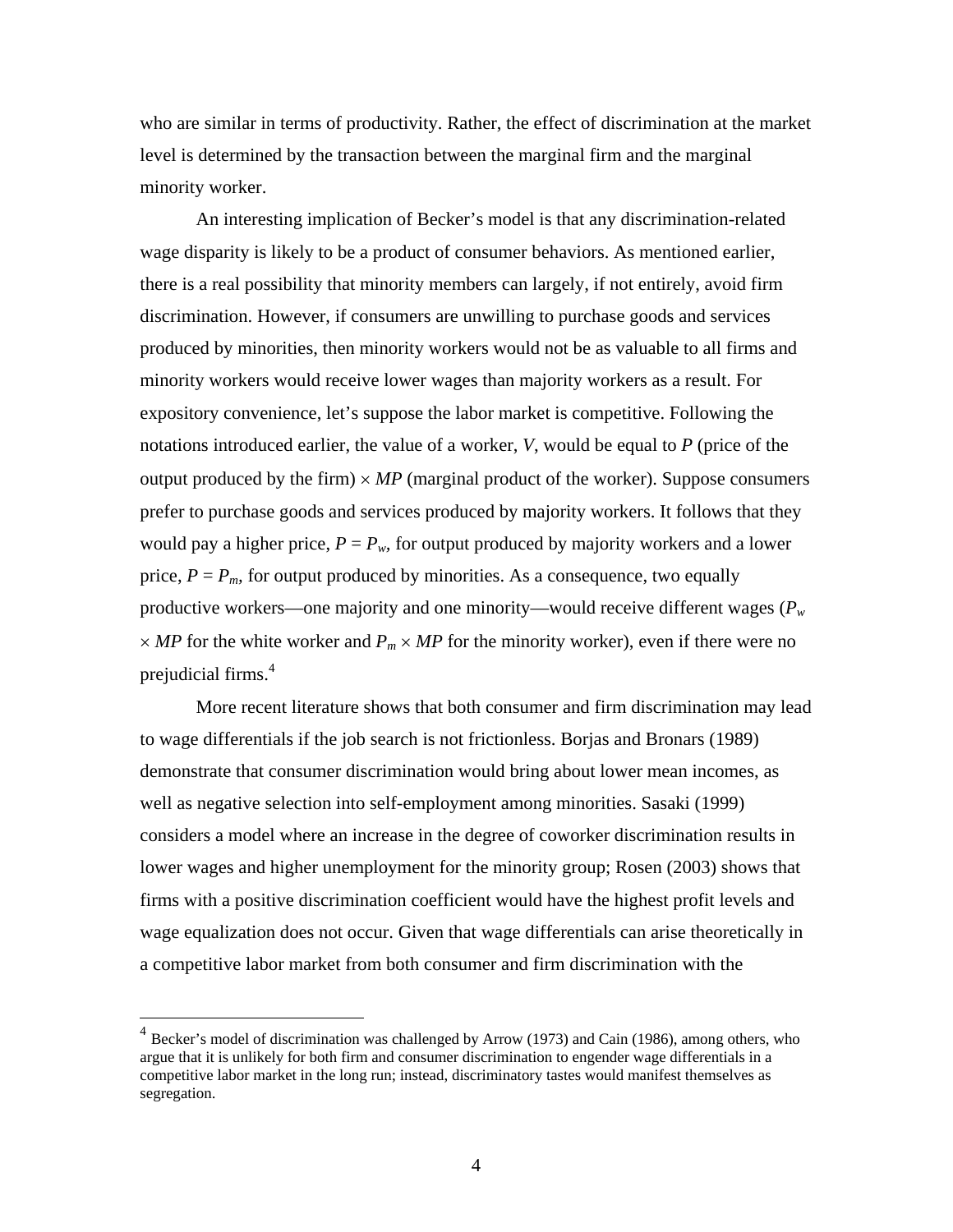who are similar in terms of productivity. Rather, the effect of discrimination at the market level is determined by the transaction between the marginal firm and the marginal minority worker.

An interesting implication of Becker's model is that any discrimination-related wage disparity is likely to be a product of consumer behaviors. As mentioned earlier, there is a real possibility that minority members can largely, if not entirely, avoid firm discrimination. However, if consumers are unwilling to purchase goods and services produced by minorities, then minority workers would not be as valuable to all firms and minority workers would receive lower wages than majority workers as a result. For expository convenience, let's suppose the labor market is competitive. Following the notations introduced earlier, the value of a worker, $V$, would be equal to $P$ (price of the output produced by the firm) $\times$ $MP$ (marginal product of the worker). Suppose consumers prefer to purchase goods and services produced by majority workers. It follows that they would pay a higher price, $P = P_w$, for output produced by majority workers and a lower price, $P = P_m$, for output produced by minorities. As a consequence, two equally productive workers—one majority and one minority—would receive different wages ($P_w \times MP$ for the white worker and $P_m \times MP$ for the minority worker), even if there were no prejudicial firms.[4]

More recent literature shows that both consumer and firm discrimination may lead to wage differentials if the job search is not frictionless. Borjas and Bronars (1989) demonstrate that consumer discrimination would bring about lower mean incomes, as well as negative selection into self-employment among minorities. Sasaki (1999) considers a model where an increase in the degree of coworker discrimination results in lower wages and higher unemployment for the minority group; Rosen (2003) shows that firms with a positive discrimination coefficient would have the highest profit levels and wage equalization does not occur. Given that wage differentials can arise theoretically in a competitive labor market from both consumer and firm discrimination with the

[4] Becker's model of discrimination was challenged by Arrow (1973) and Cain (1986), among others, who argue that it is unlikely for both firm and consumer discrimination to engender wage differentials in a competitive labor market in the long run; instead, discriminatory tastes would manifest themselves as segregation.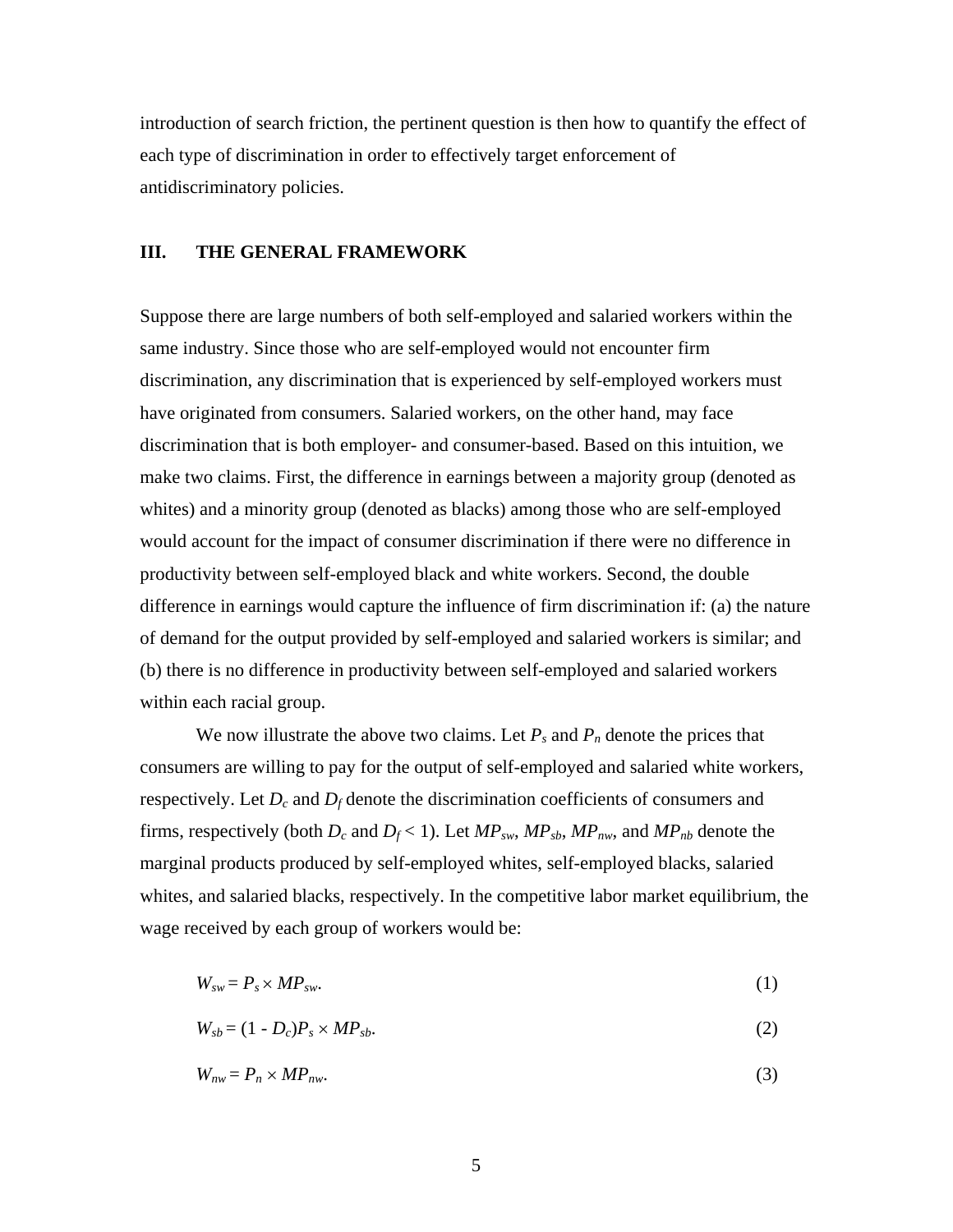introduction of search friction, the pertinent question is then how to quantify the effect of each type of discrimination in order to effectively target enforcement of antidiscriminatory policies.

## III. THE GENERAL FRAMEWORK

Suppose there are large numbers of both self-employed and salaried workers within the same industry. Since those who are self-employed would not encounter firm discrimination, any discrimination that is experienced by self-employed workers must have originated from consumers. Salaried workers, on the other hand, may face discrimination that is both employer- and consumer-based. Based on this intuition, we make two claims. First, the difference in earnings between a majority group (denoted as whites) and a minority group (denoted as blacks) among those who are self-employed would account for the impact of consumer discrimination if there were no difference in productivity between self-employed black and white workers. Second, the double difference in earnings would capture the influence of firm discrimination if: (a) the nature of demand for the output provided by self-employed and salaried workers is similar; and (b) there is no difference in productivity between self-employed and salaried workers within each racial group.

We now illustrate the above two claims. Let $P_s$ and $P_n$ denote the prices that consumers are willing to pay for the output of self-employed and salaried white workers, respectively. Let $D_c$ and $D_f$ denote the discrimination coefficients of consumers and firms, respectively (both $D_c$ and $D_f < 1$). Let $MP_{sw}$, $MP_{sb}$, $MP_{nw}$, and $MP_{nb}$ denote the marginal products produced by self-employed whites, self-employed blacks, salaried whites, and salaried blacks, respectively. In the competitive labor market equilibrium, the wage received by each group of workers would be:

$$W_{sw} = P_s \times MP_{sw}. \tag{1}$$

$$W_{sb} = (1 - D_c)P_s \times MP_{sb}. \tag{2}$$

$$W_{nw} = P_n \times MP_{nw}. \tag{3}$$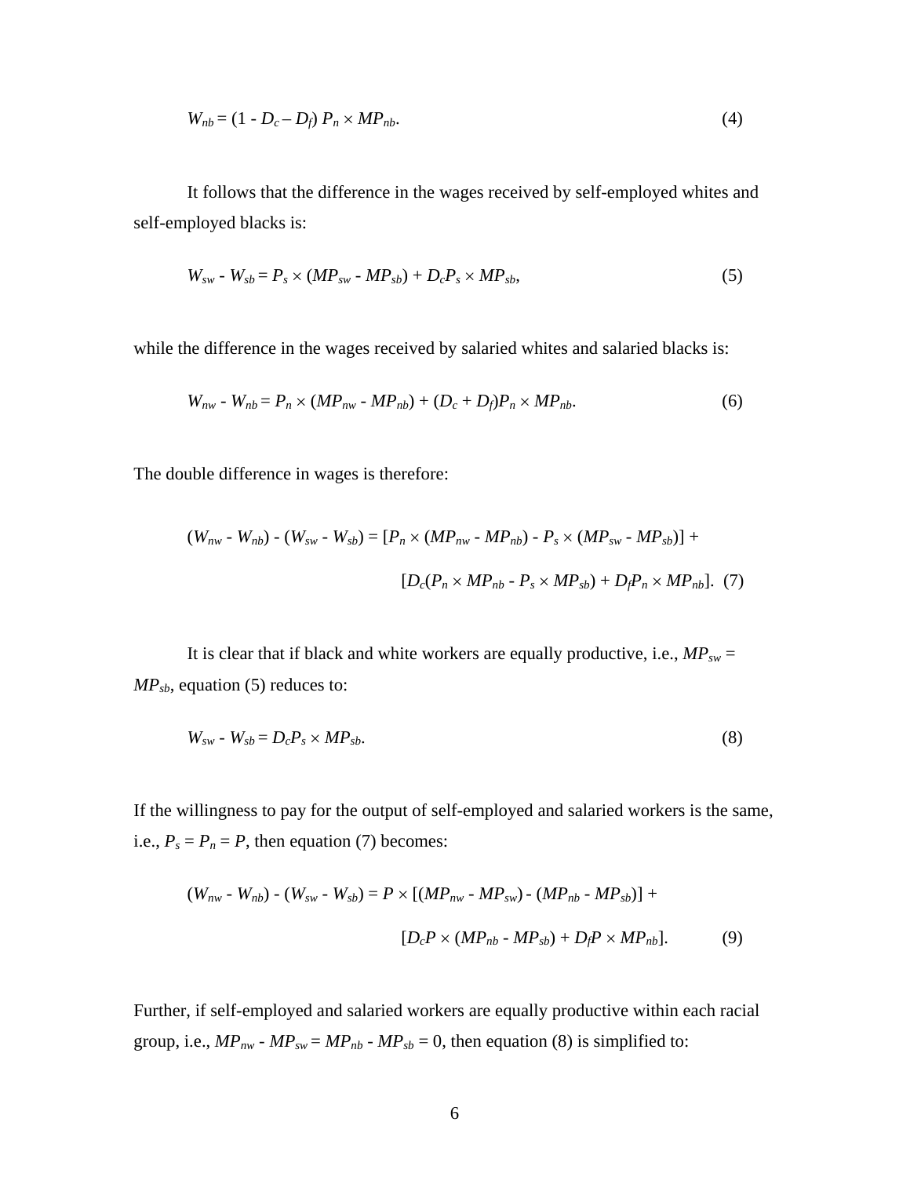$$W_{nb} = (1 - D_c - D_f)\, P_n \times MP_{nb}. \tag{4}$$

It follows that the difference in the wages received by self-employed whites and self-employed blacks is:

$$W_{sw} - W_{sb} = P_s \times (MP_{sw} - MP_{sb}) + D_c P_s \times MP_{sb}, \tag{5}$$

while the difference in the wages received by salaried whites and salaried blacks is:

$$W_{nw} - W_{nb} = P_n \times (MP_{nw} - MP_{nb}) + (D_c + D_f) P_n \times MP_{nb}. \tag{6}$$

The double difference in wages is therefore:

$$(W_{nw} - W_{nb}) - (W_{sw} - W_{sb}) = [P_n \times (MP_{nw} - MP_{nb}) - P_s \times (MP_{sw} - MP_{sb})] + [D_c(P_n \times MP_{nb} - P_s \times MP_{sb}) + D_f P_n \times MP_{nb}]. \tag{7}$$

It is clear that if black and white workers are equally productive, i.e., $MP_{sw} = MP_{sb}$, equation (5) reduces to:

$$W_{sw} - W_{sb} = D_c P_s \times MP_{sb}. \tag{8}$$

If the willingness to pay for the output of self-employed and salaried workers is the same, i.e., $P_s = P_n = P$, then equation (7) becomes:

$$(W_{nw} - W_{nb}) - (W_{sw} - W_{sb}) = P \times [(MP_{nw} - MP_{sw}) - (MP_{nb} - MP_{sb})] + [D_c P \times (MP_{nb} - MP_{sb}) + D_f P \times MP_{nb}]. \tag{9}$$

Further, if self-employed and salaried workers are equally productive within each racial group, i.e., $MP_{nw} - MP_{sw} = MP_{nb} - MP_{sb} = 0$, then equation (8) is simplified to: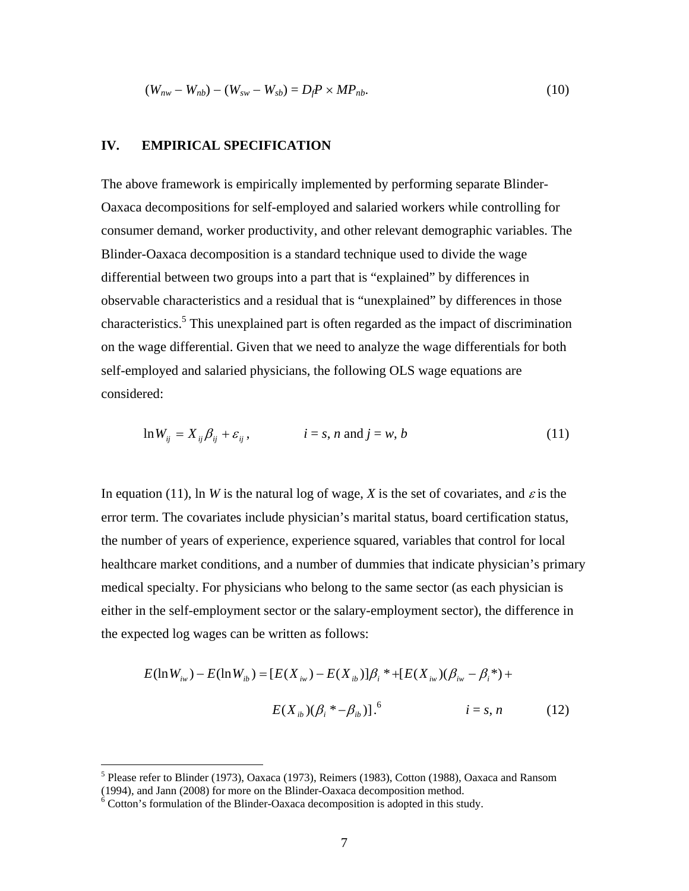$$(W_{nw} - W_{nb}) - (W_{sw} - W_{sb}) = D_f P \times MP_{nb}. \tag{10}$$

## IV. EMPIRICAL SPECIFICATION

The above framework is empirically implemented by performing separate Blinder-Oaxaca decompositions for self-employed and salaried workers while controlling for consumer demand, worker productivity, and other relevant demographic variables. The Blinder-Oaxaca decomposition is a standard technique used to divide the wage differential between two groups into a part that is "explained" by differences in observable characteristics and a residual that is "unexplained" by differences in those characteristics.[5] This unexplained part is often regarded as the impact of discrimination on the wage differential. Given that we need to analyze the wage differentials for both self-employed and salaried physicians, the following OLS wage equations are considered:

$$\ln W_{ij} = X_{ij}\beta_{ij} + \varepsilon_{ij}, \qquad i = s, n \text{ and } j = w, b \tag{11}$$

In equation (11), ln $W$ is the natural log of wage, $X$ is the set of covariates, and $\varepsilon$ is the error term. The covariates include physician's marital status, board certification status, the number of years of experience, experience squared, variables that control for local healthcare market conditions, and a number of dummies that indicate physician's primary medical specialty. For physicians who belong to the same sector (as each physician is either in the self-employment sector or the salary-employment sector), the difference in the expected log wages can be written as follows:

$$E(\ln W_{iw}) - E(\ln W_{ib}) = [E(X_{iw}) - E(X_{ib})]\beta_i^* + [E(X_{iw})(\beta_{iw} - \beta_i^*) + E(X_{ib})(\beta_i^* - \beta_{ib})].^{6} \qquad i = s, n \tag{12}$$

---

[5] Please refer to Blinder (1973), Oaxaca (1973), Reimers (1983), Cotton (1988), Oaxaca and Ransom (1994), and Jann (2008) for more on the Blinder-Oaxaca decomposition method.

[6] Cotton's formulation of the Blinder-Oaxaca decomposition is adopted in this study.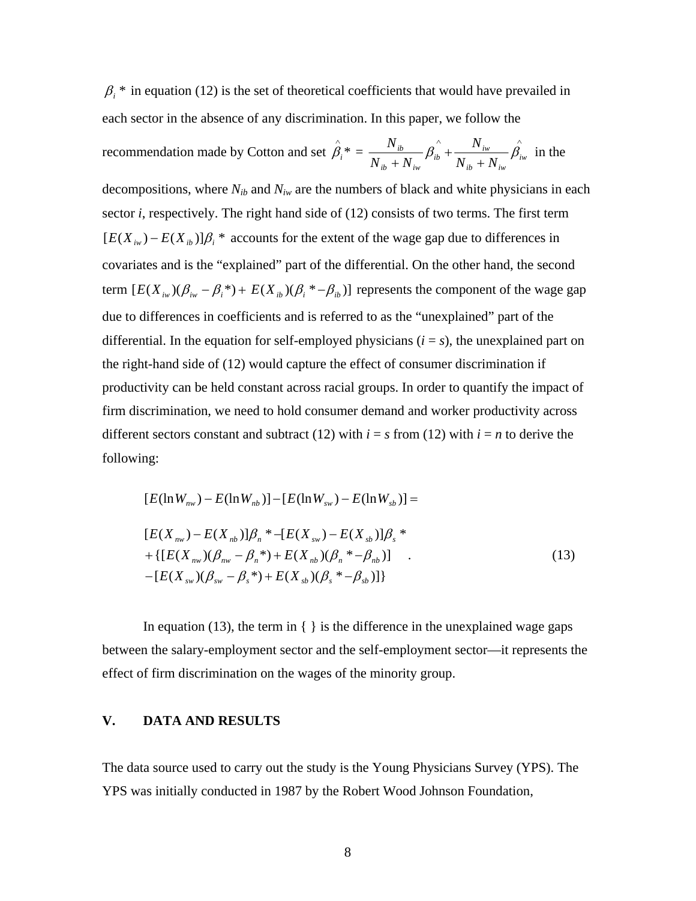$\beta_i*$ in equation (12) is the set of theoretical coefficients that would have prevailed in each sector in the absence of any discrimination. In this paper, we follow the recommendation made by Cotton and set $\hat{\beta}_i* = \frac{N_{ib}}{N_{ib}+N_{iw}}\hat{\beta}_{ib} + \frac{N_{iw}}{N_{ib}+N_{iw}}\hat{\beta}_{iw}$ in the decompositions, where $N_{ib}$ and $N_{iw}$ are the numbers of black and white physicians in each sector *i*, respectively. The right hand side of (12) consists of two terms. The first term $[E(X_{iw}) - E(X_{ib})]\beta_i*$ accounts for the extent of the wage gap due to differences in covariates and is the "explained" part of the differential. On the other hand, the second term $[E(X_{iw})(\beta_{iw} - \beta_i*) + E(X_{ib})(\beta_i* - \beta_{ib})]$ represents the component of the wage gap due to differences in coefficients and is referred to as the "unexplained" part of the differential. In the equation for self-employed physicians ($i = s$), the unexplained part on the right-hand side of (12) would capture the effect of consumer discrimination if productivity can be held constant across racial groups. In order to quantify the impact of firm discrimination, we need to hold consumer demand and worker productivity across different sectors constant and subtract (12) with $i = s$ from (12) with $i = n$ to derive the following:

$$
\begin{aligned}
&[E(\ln W_{nw}) - E(\ln W_{nb})] - [E(\ln W_{sw}) - E(\ln W_{sb})] = \\
&[E(X_{nw}) - E(X_{nb})]\beta_n* - [E(X_{sw}) - E(X_{sb})]\beta_s* \\
&+ \{[E(X_{nw})(\beta_{nw} - \beta_n*) + E(X_{nb})(\beta_n* - \beta_{nb})] \\
&- [E(X_{sw})(\beta_{sw} - \beta_s*) + E(X_{sb})(\beta_s* - \beta_{sb})]\} \quad . \qquad (13)
\end{aligned}
$$

In equation (13), the term in { } is the difference in the unexplained wage gaps between the salary-employment sector and the self-employment sector—it represents the effect of firm discrimination on the wages of the minority group.

## V. DATA AND RESULTS

The data source used to carry out the study is the Young Physicians Survey (YPS). The YPS was initially conducted in 1987 by the Robert Wood Johnson Foundation,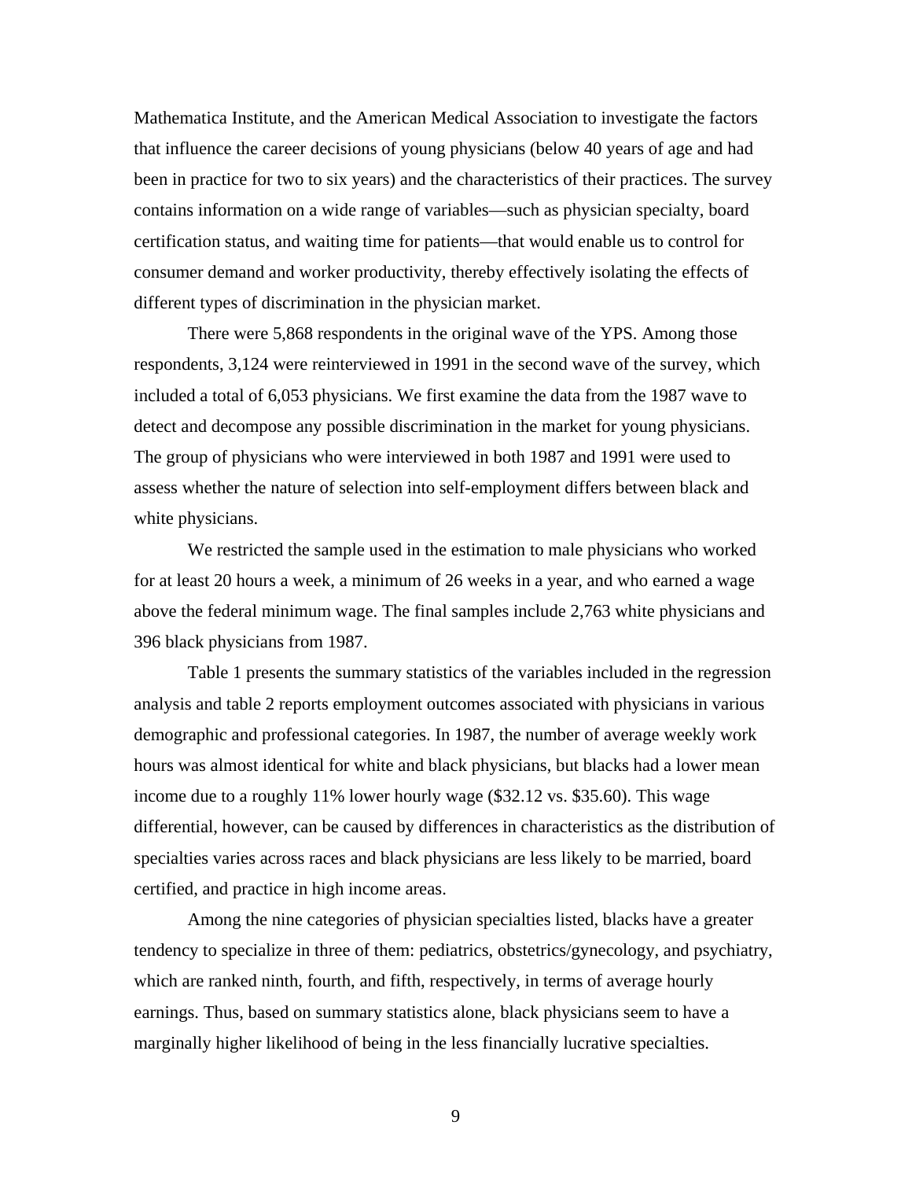Mathematica Institute, and the American Medical Association to investigate the factors that influence the career decisions of young physicians (below 40 years of age and had been in practice for two to six years) and the characteristics of their practices. The survey contains information on a wide range of variables—such as physician specialty, board certification status, and waiting time for patients—that would enable us to control for consumer demand and worker productivity, thereby effectively isolating the effects of different types of discrimination in the physician market.

There were 5,868 respondents in the original wave of the YPS. Among those respondents, 3,124 were reinterviewed in 1991 in the second wave of the survey, which included a total of 6,053 physicians. We first examine the data from the 1987 wave to detect and decompose any possible discrimination in the market for young physicians. The group of physicians who were interviewed in both 1987 and 1991 were used to assess whether the nature of selection into self-employment differs between black and white physicians.

We restricted the sample used in the estimation to male physicians who worked for at least 20 hours a week, a minimum of 26 weeks in a year, and who earned a wage above the federal minimum wage. The final samples include 2,763 white physicians and 396 black physicians from 1987.

Table 1 presents the summary statistics of the variables included in the regression analysis and table 2 reports employment outcomes associated with physicians in various demographic and professional categories. In 1987, the number of average weekly work hours was almost identical for white and black physicians, but blacks had a lower mean income due to a roughly 11% lower hourly wage ($32.12 vs. $35.60). This wage differential, however, can be caused by differences in characteristics as the distribution of specialties varies across races and black physicians are less likely to be married, board certified, and practice in high income areas.

Among the nine categories of physician specialties listed, blacks have a greater tendency to specialize in three of them: pediatrics, obstetrics/gynecology, and psychiatry, which are ranked ninth, fourth, and fifth, respectively, in terms of average hourly earnings. Thus, based on summary statistics alone, black physicians seem to have a marginally higher likelihood of being in the less financially lucrative specialties.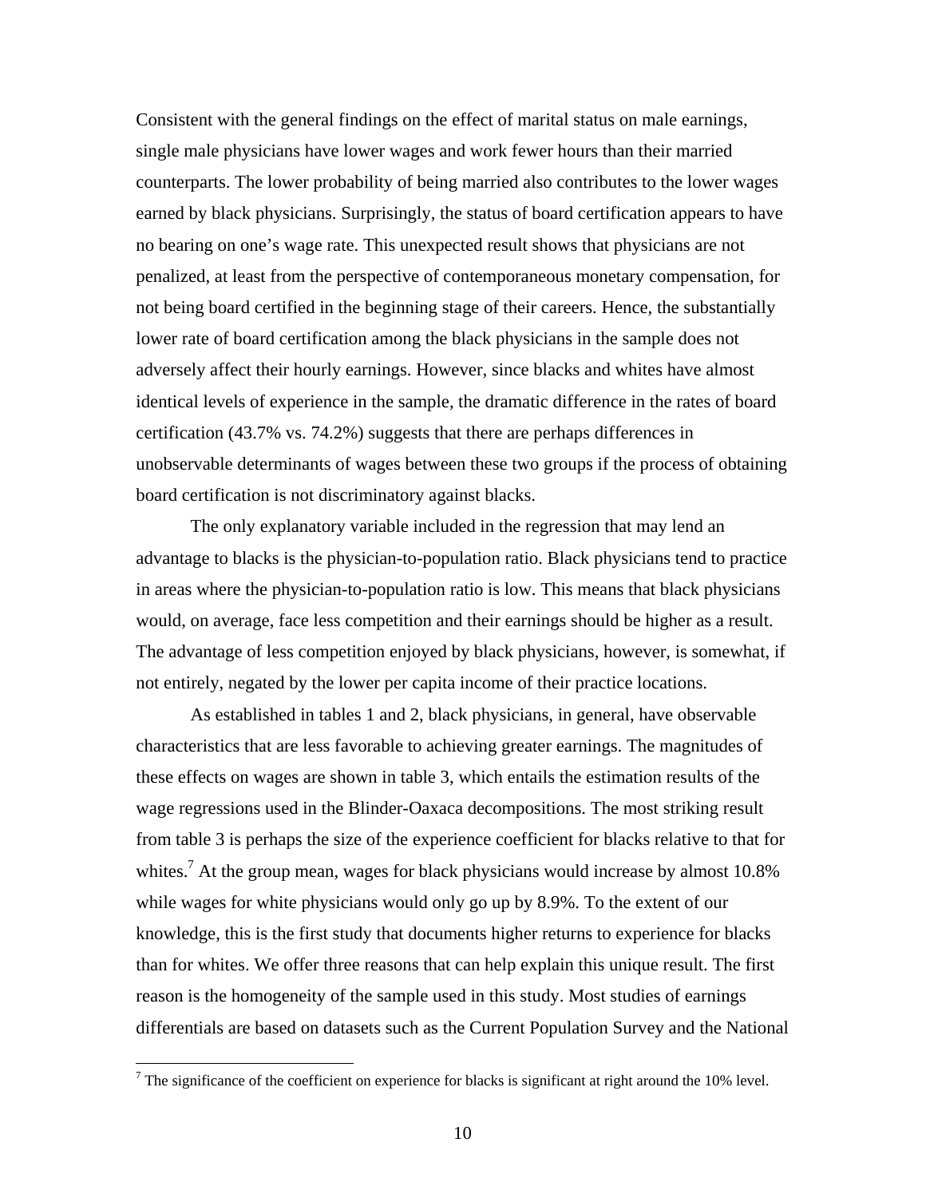Consistent with the general findings on the effect of marital status on male earnings, single male physicians have lower wages and work fewer hours than their married counterparts. The lower probability of being married also contributes to the lower wages earned by black physicians. Surprisingly, the status of board certification appears to have no bearing on one's wage rate. This unexpected result shows that physicians are not penalized, at least from the perspective of contemporaneous monetary compensation, for not being board certified in the beginning stage of their careers. Hence, the substantially lower rate of board certification among the black physicians in the sample does not adversely affect their hourly earnings. However, since blacks and whites have almost identical levels of experience in the sample, the dramatic difference in the rates of board certification (43.7% vs. 74.2%) suggests that there are perhaps differences in unobservable determinants of wages between these two groups if the process of obtaining board certification is not discriminatory against blacks.

The only explanatory variable included in the regression that may lend an advantage to blacks is the physician-to-population ratio. Black physicians tend to practice in areas where the physician-to-population ratio is low. This means that black physicians would, on average, face less competition and their earnings should be higher as a result. The advantage of less competition enjoyed by black physicians, however, is somewhat, if not entirely, negated by the lower per capita income of their practice locations.

As established in tables 1 and 2, black physicians, in general, have observable characteristics that are less favorable to achieving greater earnings. The magnitudes of these effects on wages are shown in table 3, which entails the estimation results of the wage regressions used in the Blinder-Oaxaca decompositions. The most striking result from table 3 is perhaps the size of the experience coefficient for blacks relative to that for whites.[7] At the group mean, wages for black physicians would increase by almost 10.8% while wages for white physicians would only go up by 8.9%. To the extent of our knowledge, this is the first study that documents higher returns to experience for blacks than for whites. We offer three reasons that can help explain this unique result. The first reason is the homogeneity of the sample used in this study. Most studies of earnings differentials are based on datasets such as the Current Population Survey and the National

[7] The significance of the coefficient on experience for blacks is significant at right around the 10% level.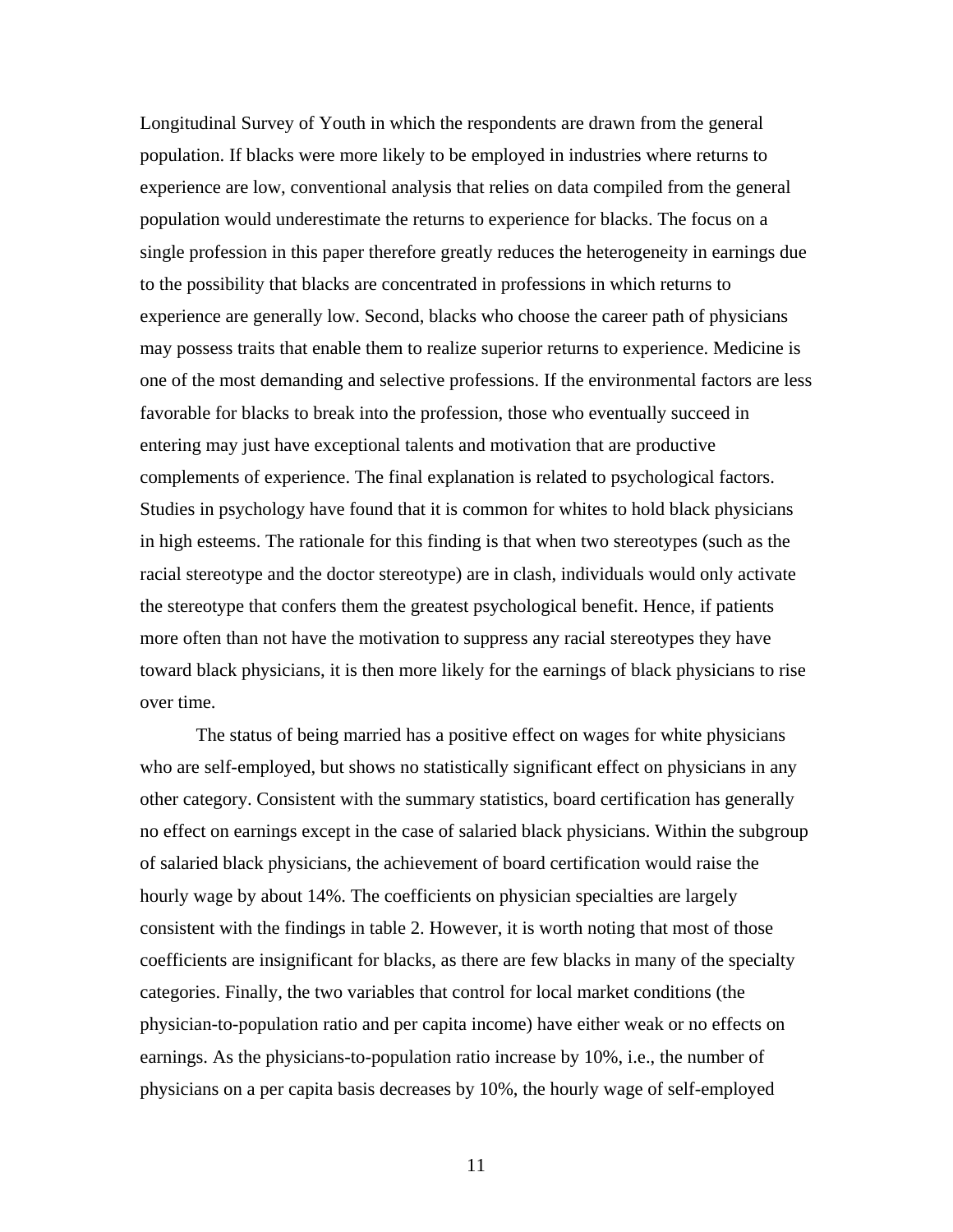Longitudinal Survey of Youth in which the respondents are drawn from the general population. If blacks were more likely to be employed in industries where returns to experience are low, conventional analysis that relies on data compiled from the general population would underestimate the returns to experience for blacks. The focus on a single profession in this paper therefore greatly reduces the heterogeneity in earnings due to the possibility that blacks are concentrated in professions in which returns to experience are generally low. Second, blacks who choose the career path of physicians may possess traits that enable them to realize superior returns to experience. Medicine is one of the most demanding and selective professions. If the environmental factors are less favorable for blacks to break into the profession, those who eventually succeed in entering may just have exceptional talents and motivation that are productive complements of experience. The final explanation is related to psychological factors. Studies in psychology have found that it is common for whites to hold black physicians in high esteems. The rationale for this finding is that when two stereotypes (such as the racial stereotype and the doctor stereotype) are in clash, individuals would only activate the stereotype that confers them the greatest psychological benefit. Hence, if patients more often than not have the motivation to suppress any racial stereotypes they have toward black physicians, it is then more likely for the earnings of black physicians to rise over time.

The status of being married has a positive effect on wages for white physicians who are self-employed, but shows no statistically significant effect on physicians in any other category. Consistent with the summary statistics, board certification has generally no effect on earnings except in the case of salaried black physicians. Within the subgroup of salaried black physicians, the achievement of board certification would raise the hourly wage by about 14%. The coefficients on physician specialties are largely consistent with the findings in table 2. However, it is worth noting that most of those coefficients are insignificant for blacks, as there are few blacks in many of the specialty categories. Finally, the two variables that control for local market conditions (the physician-to-population ratio and per capita income) have either weak or no effects on earnings. As the physicians-to-population ratio increase by 10%, i.e., the number of physicians on a per capita basis decreases by 10%, the hourly wage of self-employed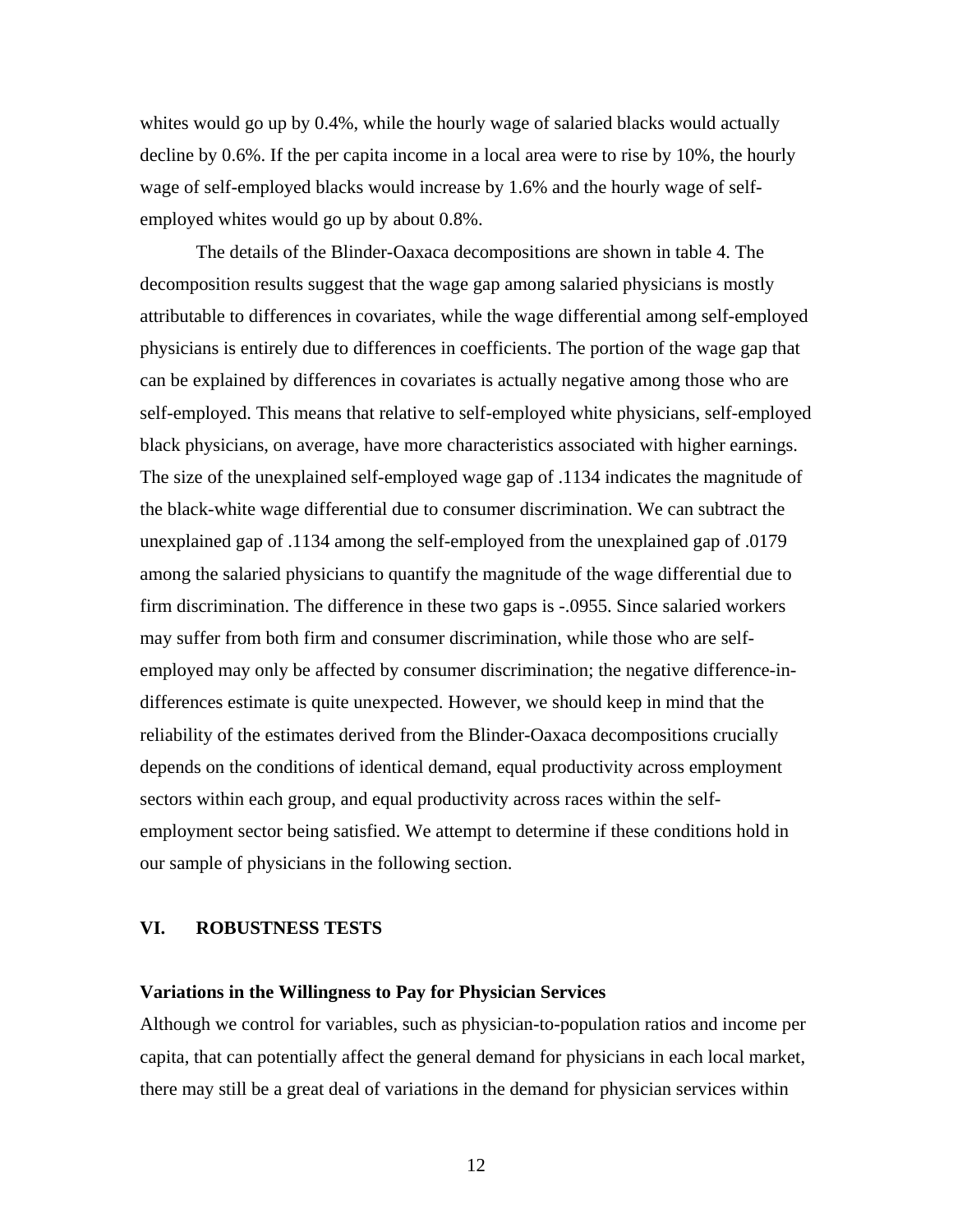whites would go up by 0.4%, while the hourly wage of salaried blacks would actually decline by 0.6%. If the per capita income in a local area were to rise by 10%, the hourly wage of self-employed blacks would increase by 1.6% and the hourly wage of self-employed whites would go up by about 0.8%.

The details of the Blinder-Oaxaca decompositions are shown in table 4. The decomposition results suggest that the wage gap among salaried physicians is mostly attributable to differences in covariates, while the wage differential among self-employed physicians is entirely due to differences in coefficients. The portion of the wage gap that can be explained by differences in covariates is actually negative among those who are self-employed. This means that relative to self-employed white physicians, self-employed black physicians, on average, have more characteristics associated with higher earnings. The size of the unexplained self-employed wage gap of .1134 indicates the magnitude of the black-white wage differential due to consumer discrimination. We can subtract the unexplained gap of .1134 among the self-employed from the unexplained gap of .0179 among the salaried physicians to quantify the magnitude of the wage differential due to firm discrimination. The difference in these two gaps is -.0955. Since salaried workers may suffer from both firm and consumer discrimination, while those who are self-employed may only be affected by consumer discrimination; the negative difference-in-differences estimate is quite unexpected. However, we should keep in mind that the reliability of the estimates derived from the Blinder-Oaxaca decompositions crucially depends on the conditions of identical demand, equal productivity across employment sectors within each group, and equal productivity across races within the self-employment sector being satisfied. We attempt to determine if these conditions hold in our sample of physicians in the following section.

## VI. ROBUSTNESS TESTS

### Variations in the Willingness to Pay for Physician Services

Although we control for variables, such as physician-to-population ratios and income per capita, that can potentially affect the general demand for physicians in each local market, there may still be a great deal of variations in the demand for physician services within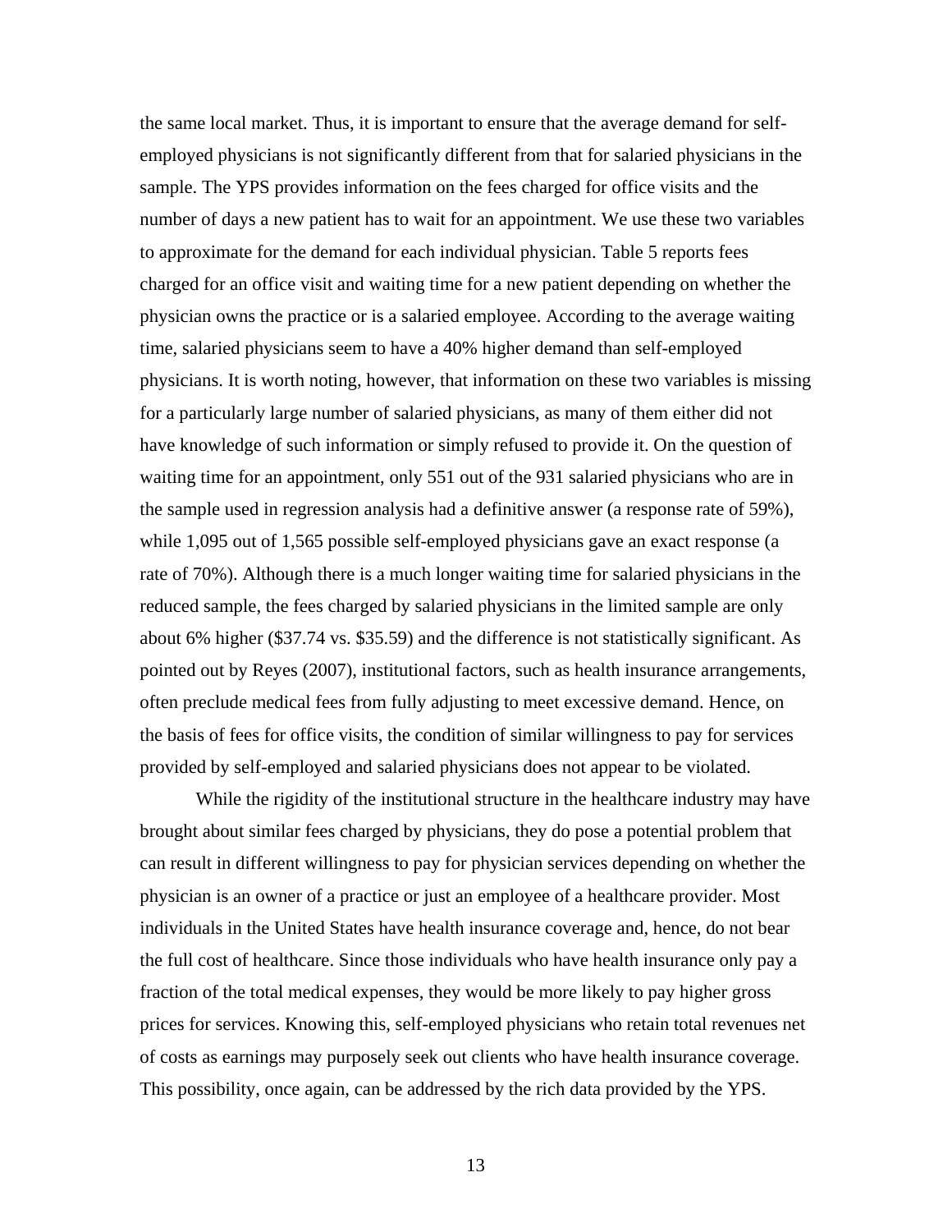the same local market. Thus, it is important to ensure that the average demand for self-employed physicians is not significantly different from that for salaried physicians in the sample. The YPS provides information on the fees charged for office visits and the number of days a new patient has to wait for an appointment. We use these two variables to approximate for the demand for each individual physician. Table 5 reports fees charged for an office visit and waiting time for a new patient depending on whether the physician owns the practice or is a salaried employee. According to the average waiting time, salaried physicians seem to have a 40% higher demand than self-employed physicians. It is worth noting, however, that information on these two variables is missing for a particularly large number of salaried physicians, as many of them either did not have knowledge of such information or simply refused to provide it. On the question of waiting time for an appointment, only 551 out of the 931 salaried physicians who are in the sample used in regression analysis had a definitive answer (a response rate of 59%), while 1,095 out of 1,565 possible self-employed physicians gave an exact response (a rate of 70%). Although there is a much longer waiting time for salaried physicians in the reduced sample, the fees charged by salaried physicians in the limited sample are only about 6% higher ($37.74 vs. $35.59) and the difference is not statistically significant. As pointed out by Reyes (2007), institutional factors, such as health insurance arrangements, often preclude medical fees from fully adjusting to meet excessive demand. Hence, on the basis of fees for office visits, the condition of similar willingness to pay for services provided by self-employed and salaried physicians does not appear to be violated.

While the rigidity of the institutional structure in the healthcare industry may have brought about similar fees charged by physicians, they do pose a potential problem that can result in different willingness to pay for physician services depending on whether the physician is an owner of a practice or just an employee of a healthcare provider. Most individuals in the United States have health insurance coverage and, hence, do not bear the full cost of healthcare. Since those individuals who have health insurance only pay a fraction of the total medical expenses, they would be more likely to pay higher gross prices for services. Knowing this, self-employed physicians who retain total revenues net of costs as earnings may purposely seek out clients who have health insurance coverage. This possibility, once again, can be addressed by the rich data provided by the YPS.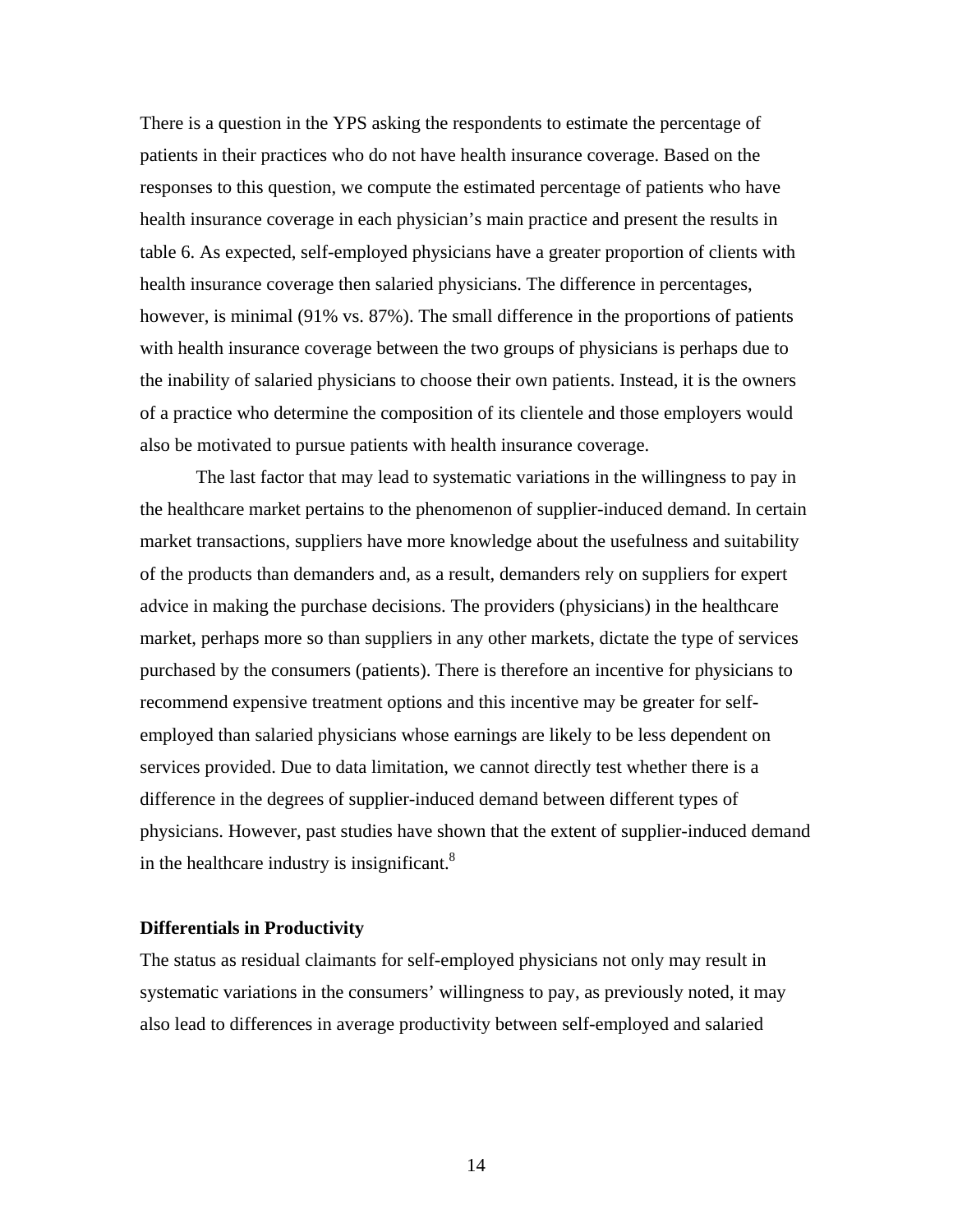There is a question in the YPS asking the respondents to estimate the percentage of patients in their practices who do not have health insurance coverage. Based on the responses to this question, we compute the estimated percentage of patients who have health insurance coverage in each physician's main practice and present the results in table 6. As expected, self-employed physicians have a greater proportion of clients with health insurance coverage then salaried physicians. The difference in percentages, however, is minimal (91% vs. 87%). The small difference in the proportions of patients with health insurance coverage between the two groups of physicians is perhaps due to the inability of salaried physicians to choose their own patients. Instead, it is the owners of a practice who determine the composition of its clientele and those employers would also be motivated to pursue patients with health insurance coverage.

The last factor that may lead to systematic variations in the willingness to pay in the healthcare market pertains to the phenomenon of supplier-induced demand. In certain market transactions, suppliers have more knowledge about the usefulness and suitability of the products than demanders and, as a result, demanders rely on suppliers for expert advice in making the purchase decisions. The providers (physicians) in the healthcare market, perhaps more so than suppliers in any other markets, dictate the type of services purchased by the consumers (patients). There is therefore an incentive for physicians to recommend expensive treatment options and this incentive may be greater for self-employed than salaried physicians whose earnings are likely to be less dependent on services provided. Due to data limitation, we cannot directly test whether there is a difference in the degrees of supplier-induced demand between different types of physicians. However, past studies have shown that the extent of supplier-induced demand in the healthcare industry is insignificant.[8]

**Differentials in Productivity**

The status as residual claimants for self-employed physicians not only may result in systematic variations in the consumers' willingness to pay, as previously noted, it may also lead to differences in average productivity between self-employed and salaried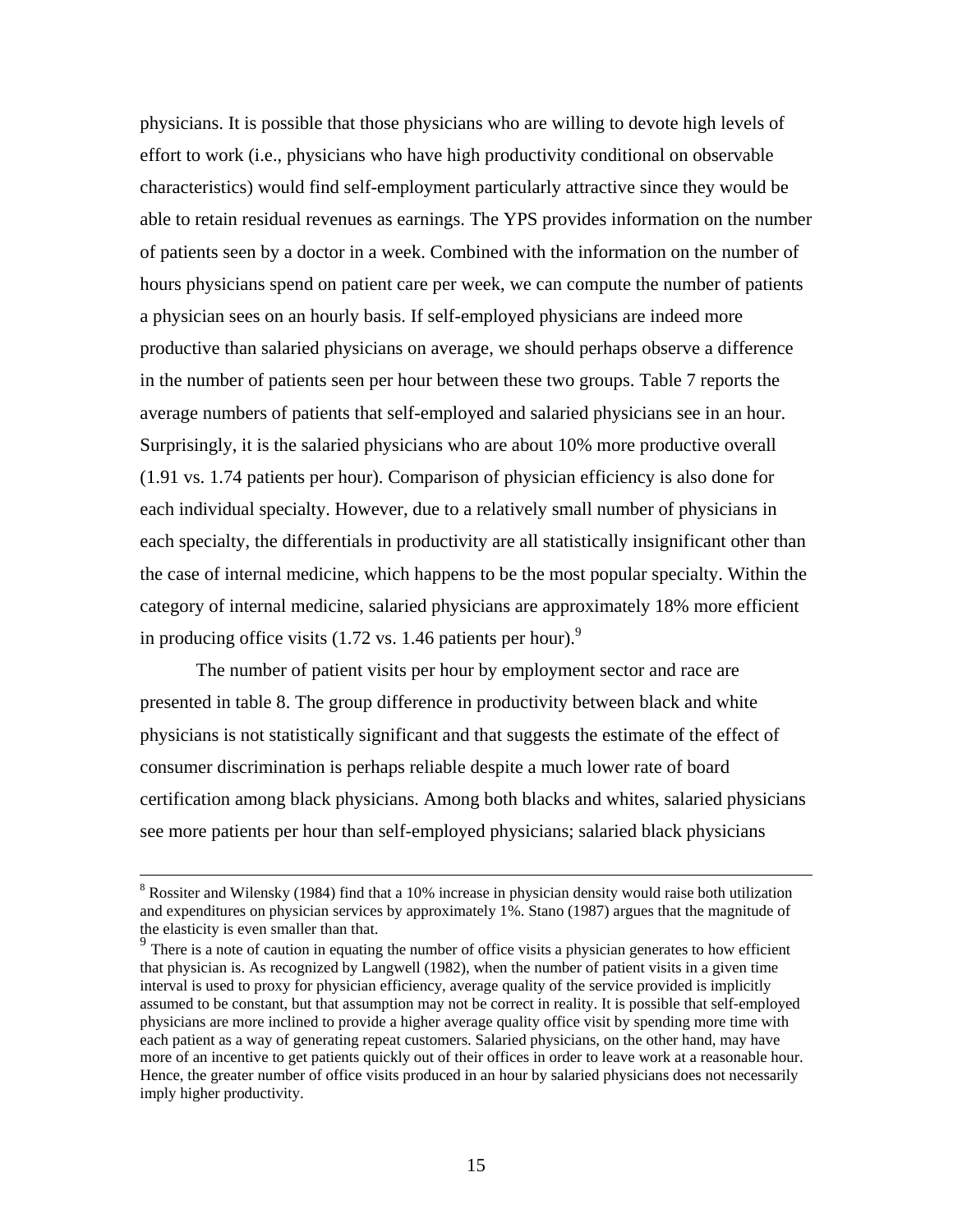physicians. It is possible that those physicians who are willing to devote high levels of effort to work (i.e., physicians who have high productivity conditional on observable characteristics) would find self-employment particularly attractive since they would be able to retain residual revenues as earnings. The YPS provides information on the number of patients seen by a doctor in a week. Combined with the information on the number of hours physicians spend on patient care per week, we can compute the number of patients a physician sees on an hourly basis. If self-employed physicians are indeed more productive than salaried physicians on average, we should perhaps observe a difference in the number of patients seen per hour between these two groups. Table 7 reports the average numbers of patients that self-employed and salaried physicians see in an hour. Surprisingly, it is the salaried physicians who are about 10% more productive overall (1.91 vs. 1.74 patients per hour). Comparison of physician efficiency is also done for each individual specialty. However, due to a relatively small number of physicians in each specialty, the differentials in productivity are all statistically insignificant other than the case of internal medicine, which happens to be the most popular specialty. Within the category of internal medicine, salaried physicians are approximately 18% more efficient in producing office visits (1.72 vs. 1.46 patients per hour).[9]

The number of patient visits per hour by employment sector and race are presented in table 8. The group difference in productivity between black and white physicians is not statistically significant and that suggests the estimate of the effect of consumer discrimination is perhaps reliable despite a much lower rate of board certification among black physicians. Among both blacks and whites, salaried physicians see more patients per hour than self-employed physicians; salaried black physicians

---

[8] Rossiter and Wilensky (1984) find that a 10% increase in physician density would raise both utilization and expenditures on physician services by approximately 1%. Stano (1987) argues that the magnitude of the elasticity is even smaller than that.

[9] There is a note of caution in equating the number of office visits a physician generates to how efficient that physician is. As recognized by Langwell (1982), when the number of patient visits in a given time interval is used to proxy for physician efficiency, average quality of the service provided is implicitly assumed to be constant, but that assumption may not be correct in reality. It is possible that self-employed physicians are more inclined to provide a higher average quality office visit by spending more time with each patient as a way of generating repeat customers. Salaried physicians, on the other hand, may have more of an incentive to get patients quickly out of their offices in order to leave work at a reasonable hour. Hence, the greater number of office visits produced in an hour by salaried physicians does not necessarily imply higher productivity.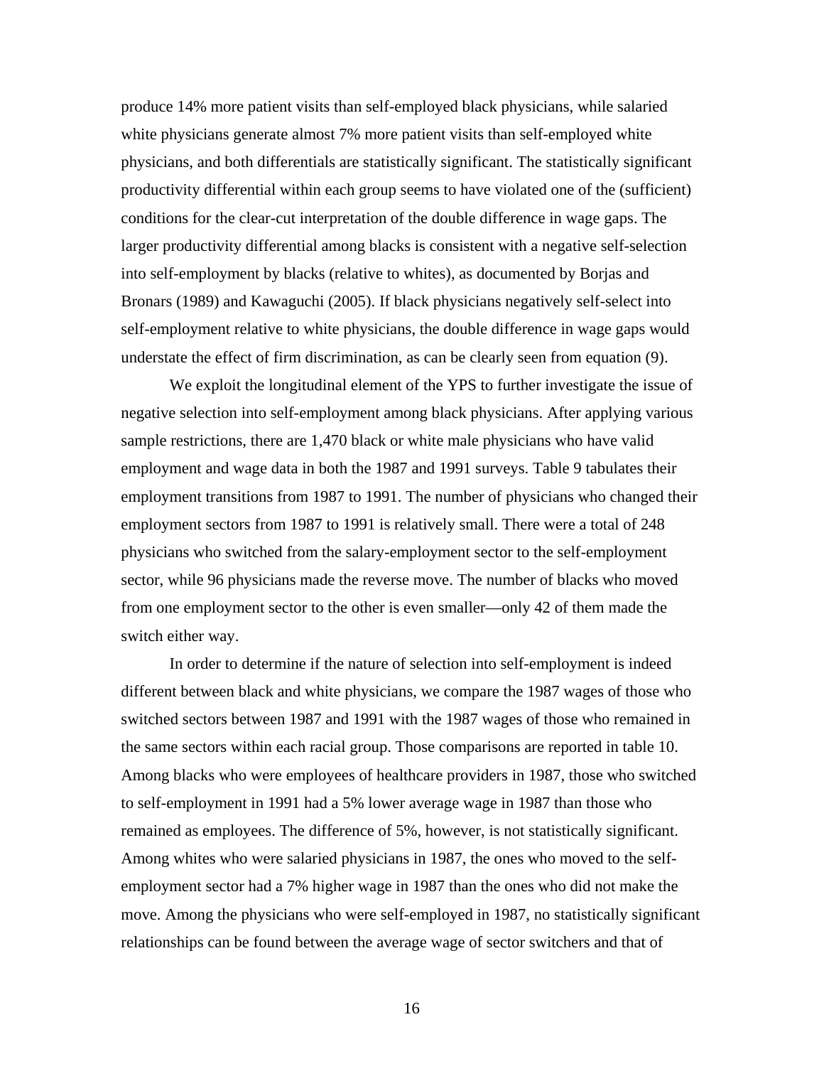produce 14% more patient visits than self-employed black physicians, while salaried white physicians generate almost 7% more patient visits than self-employed white physicians, and both differentials are statistically significant. The statistically significant productivity differential within each group seems to have violated one of the (sufficient) conditions for the clear-cut interpretation of the double difference in wage gaps. The larger productivity differential among blacks is consistent with a negative self-selection into self-employment by blacks (relative to whites), as documented by Borjas and Bronars (1989) and Kawaguchi (2005). If black physicians negatively self-select into self-employment relative to white physicians, the double difference in wage gaps would understate the effect of firm discrimination, as can be clearly seen from equation (9).

We exploit the longitudinal element of the YPS to further investigate the issue of negative selection into self-employment among black physicians. After applying various sample restrictions, there are 1,470 black or white male physicians who have valid employment and wage data in both the 1987 and 1991 surveys. Table 9 tabulates their employment transitions from 1987 to 1991. The number of physicians who changed their employment sectors from 1987 to 1991 is relatively small. There were a total of 248 physicians who switched from the salary-employment sector to the self-employment sector, while 96 physicians made the reverse move. The number of blacks who moved from one employment sector to the other is even smaller—only 42 of them made the switch either way.

In order to determine if the nature of selection into self-employment is indeed different between black and white physicians, we compare the 1987 wages of those who switched sectors between 1987 and 1991 with the 1987 wages of those who remained in the same sectors within each racial group. Those comparisons are reported in table 10. Among blacks who were employees of healthcare providers in 1987, those who switched to self-employment in 1991 had a 5% lower average wage in 1987 than those who remained as employees. The difference of 5%, however, is not statistically significant. Among whites who were salaried physicians in 1987, the ones who moved to the self-employment sector had a 7% higher wage in 1987 than the ones who did not make the move. Among the physicians who were self-employed in 1987, no statistically significant relationships can be found between the average wage of sector switchers and that of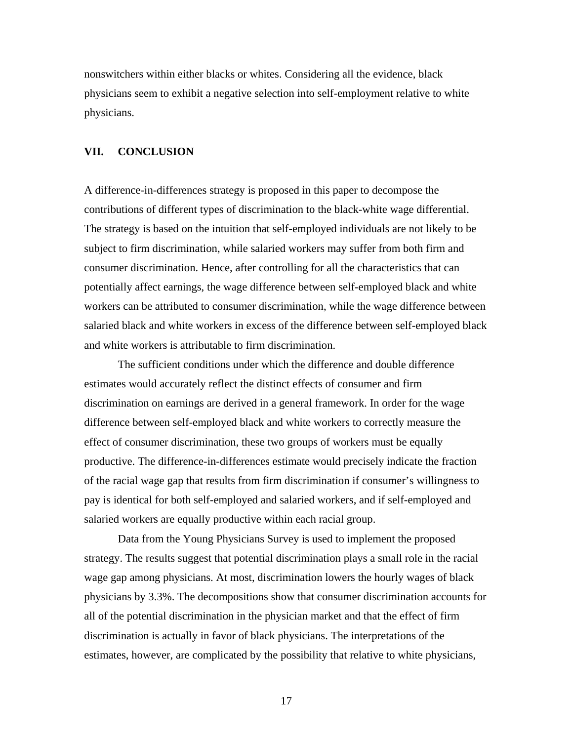nonswitchers within either blacks or whites. Considering all the evidence, black physicians seem to exhibit a negative selection into self-employment relative to white physicians.

## VII. CONCLUSION

A difference-in-differences strategy is proposed in this paper to decompose the contributions of different types of discrimination to the black-white wage differential. The strategy is based on the intuition that self-employed individuals are not likely to be subject to firm discrimination, while salaried workers may suffer from both firm and consumer discrimination. Hence, after controlling for all the characteristics that can potentially affect earnings, the wage difference between self-employed black and white workers can be attributed to consumer discrimination, while the wage difference between salaried black and white workers in excess of the difference between self-employed black and white workers is attributable to firm discrimination.

The sufficient conditions under which the difference and double difference estimates would accurately reflect the distinct effects of consumer and firm discrimination on earnings are derived in a general framework. In order for the wage difference between self-employed black and white workers to correctly measure the effect of consumer discrimination, these two groups of workers must be equally productive. The difference-in-differences estimate would precisely indicate the fraction of the racial wage gap that results from firm discrimination if consumer's willingness to pay is identical for both self-employed and salaried workers, and if self-employed and salaried workers are equally productive within each racial group.

Data from the Young Physicians Survey is used to implement the proposed strategy. The results suggest that potential discrimination plays a small role in the racial wage gap among physicians. At most, discrimination lowers the hourly wages of black physicians by 3.3%. The decompositions show that consumer discrimination accounts for all of the potential discrimination in the physician market and that the effect of firm discrimination is actually in favor of black physicians. The interpretations of the estimates, however, are complicated by the possibility that relative to white physicians,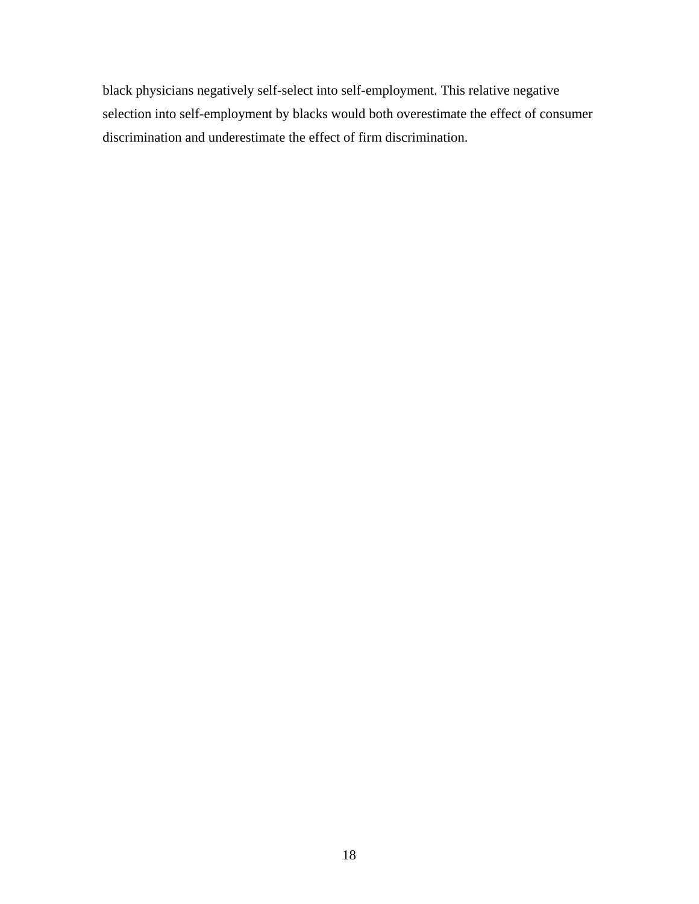black physicians negatively self-select into self-employment. This relative negative selection into self-employment by blacks would both overestimate the effect of consumer discrimination and underestimate the effect of firm discrimination.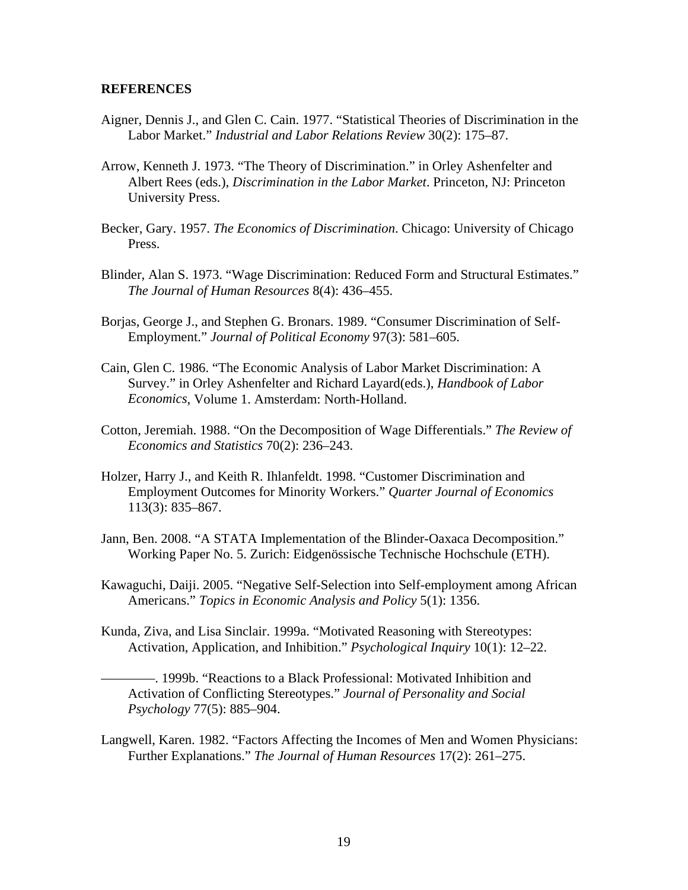## REFERENCES

Aigner, Dennis J., and Glen C. Cain. 1977. "Statistical Theories of Discrimination in the Labor Market." *Industrial and Labor Relations Review* 30(2): 175–87.

Arrow, Kenneth J. 1973. "The Theory of Discrimination." in Orley Ashenfelter and Albert Rees (eds.), *Discrimination in the Labor Market*. Princeton, NJ: Princeton University Press.

Becker, Gary. 1957. *The Economics of Discrimination*. Chicago: University of Chicago Press.

Blinder, Alan S. 1973. "Wage Discrimination: Reduced Form and Structural Estimates." *The Journal of Human Resources* 8(4): 436–455.

Borjas, George J., and Stephen G. Bronars. 1989. "Consumer Discrimination of Self-Employment." *Journal of Political Economy* 97(3): 581–605.

Cain, Glen C. 1986. "The Economic Analysis of Labor Market Discrimination: A Survey." in Orley Ashenfelter and Richard Layard(eds.), *Handbook of Labor Economics*, Volume 1. Amsterdam: North-Holland.

Cotton, Jeremiah. 1988. "On the Decomposition of Wage Differentials." *The Review of Economics and Statistics* 70(2): 236–243.

Holzer, Harry J., and Keith R. Ihlanfeldt. 1998. "Customer Discrimination and Employment Outcomes for Minority Workers." *Quarter Journal of Economics* 113(3): 835–867.

Jann, Ben. 2008. "A STATA Implementation of the Blinder-Oaxaca Decomposition." Working Paper No. 5. Zurich: Eidgenössische Technische Hochschule (ETH).

Kawaguchi, Daiji. 2005. "Negative Self-Selection into Self-employment among African Americans." *Topics in Economic Analysis and Policy* 5(1): 1356.

Kunda, Ziva, and Lisa Sinclair. 1999a. "Motivated Reasoning with Stereotypes: Activation, Application, and Inhibition." *Psychological Inquiry* 10(1): 12–22.

————. 1999b. "Reactions to a Black Professional: Motivated Inhibition and Activation of Conflicting Stereotypes." *Journal of Personality and Social Psychology* 77(5): 885–904.

Langwell, Karen. 1982. "Factors Affecting the Incomes of Men and Women Physicians: Further Explanations." *The Journal of Human Resources* 17(2): 261–275.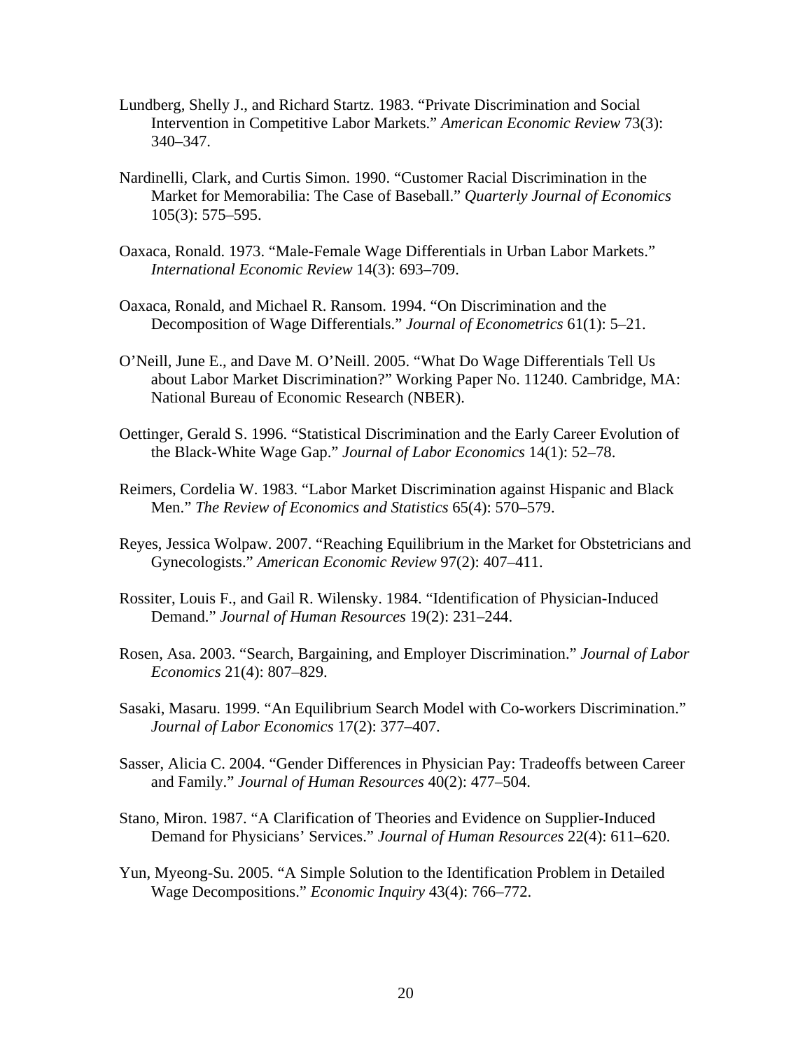Lundberg, Shelly J., and Richard Startz. 1983. “Private Discrimination and Social Intervention in Competitive Labor Markets.” *American Economic Review* 73(3): 340–347.

Nardinelli, Clark, and Curtis Simon. 1990. “Customer Racial Discrimination in the Market for Memorabilia: The Case of Baseball.” *Quarterly Journal of Economics* 105(3): 575–595.

Oaxaca, Ronald. 1973. “Male-Female Wage Differentials in Urban Labor Markets.” *International Economic Review* 14(3): 693–709.

Oaxaca, Ronald, and Michael R. Ransom. 1994. “On Discrimination and the Decomposition of Wage Differentials.” *Journal of Econometrics* 61(1): 5–21.

O’Neill, June E., and Dave M. O’Neill. 2005. “What Do Wage Differentials Tell Us about Labor Market Discrimination?” Working Paper No. 11240. Cambridge, MA: National Bureau of Economic Research (NBER).

Oettinger, Gerald S. 1996. “Statistical Discrimination and the Early Career Evolution of the Black-White Wage Gap.” *Journal of Labor Economics* 14(1): 52–78.

Reimers, Cordelia W. 1983. “Labor Market Discrimination against Hispanic and Black Men.” *The Review of Economics and Statistics* 65(4): 570–579.

Reyes, Jessica Wolpaw. 2007. “Reaching Equilibrium in the Market for Obstetricians and Gynecologists.” *American Economic Review* 97(2): 407–411.

Rossiter, Louis F., and Gail R. Wilensky. 1984. “Identification of Physician-Induced Demand.” *Journal of Human Resources* 19(2): 231–244.

Rosen, Asa. 2003. “Search, Bargaining, and Employer Discrimination.” *Journal of Labor Economics* 21(4): 807–829.

Sasaki, Masaru. 1999. “An Equilibrium Search Model with Co-workers Discrimination.” *Journal of Labor Economics* 17(2): 377–407.

Sasser, Alicia C. 2004. “Gender Differences in Physician Pay: Tradeoffs between Career and Family.” *Journal of Human Resources* 40(2): 477–504.

Stano, Miron. 1987. “A Clarification of Theories and Evidence on Supplier-Induced Demand for Physicians’ Services.” *Journal of Human Resources* 22(4): 611–620.

Yun, Myeong-Su. 2005. “A Simple Solution to the Identification Problem in Detailed Wage Decompositions.” *Economic Inquiry* 43(4): 766–772.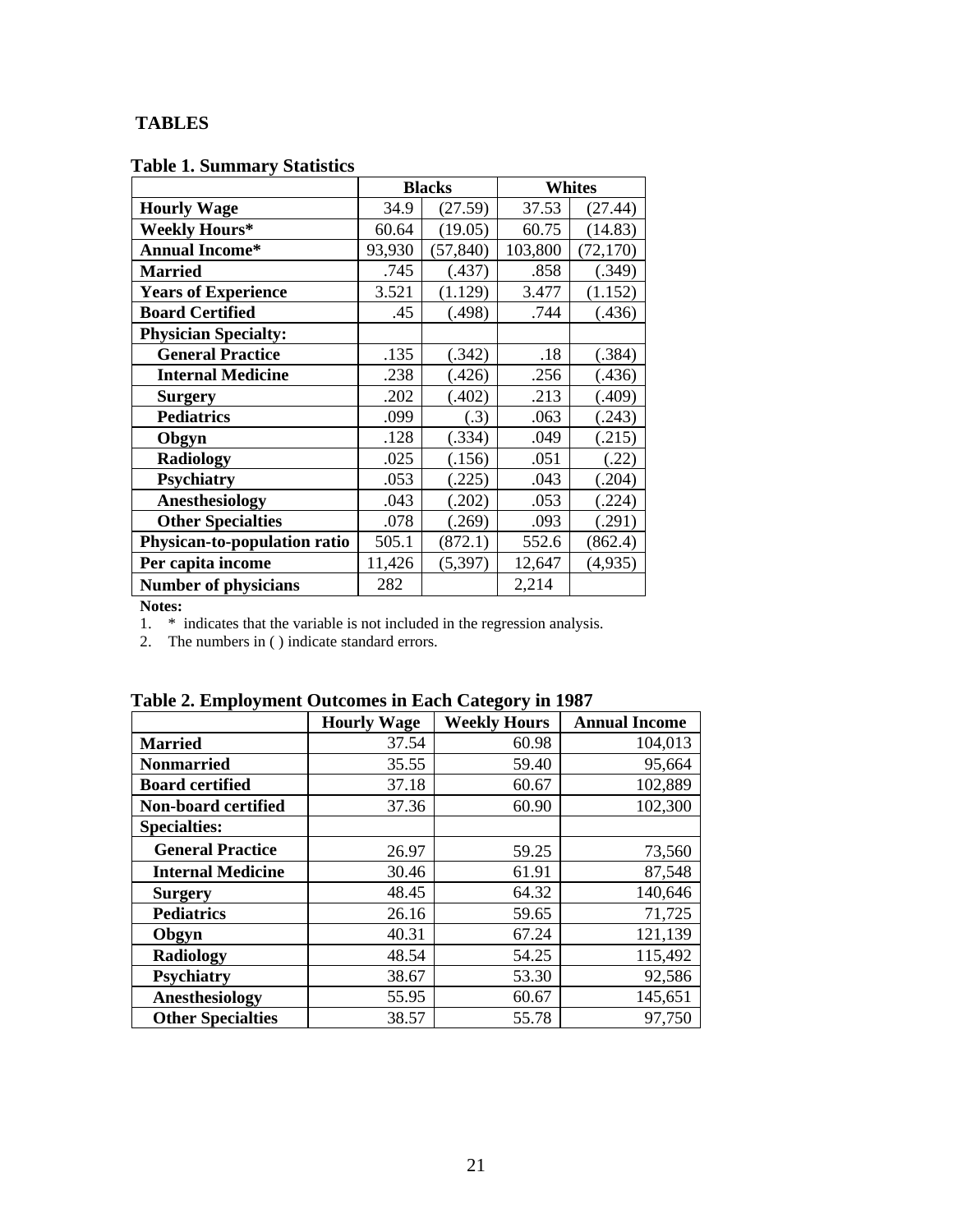**TABLES**

**Table 1. Summary Statistics**

| | Blacks | | Whites | |
|---|---|---|---|---|
| **Hourly Wage** | 34.9 | (27.59) | 37.53 | (27.44) |
| **Weekly Hours*** | 60.64 | (19.05) | 60.75 | (14.83) |
| **Annual Income*** | 93,930 | (57,840) | 103,800 | (72,170) |
| **Married** | .745 | (.437) | .858 | (.349) |
| **Years of Experience** | 3.521 | (1.129) | 3.477 | (1.152) |
| **Board Certified** | .45 | (.498) | .744 | (.436) |
| **Physician Specialty:** | | | | |
| **General Practice** | .135 | (.342) | .18 | (.384) |
| **Internal Medicine** | .238 | (.426) | .256 | (.436) |
| **Surgery** | .202 | (.402) | .213 | (.409) |
| **Pediatrics** | .099 | (.3) | .063 | (.243) |
| **Obgyn** | .128 | (.334) | .049 | (.215) |
| **Radiology** | .025 | (.156) | .051 | (.22) |
| **Psychiatry** | .053 | (.225) | .043 | (.204) |
| **Anesthesiology** | .043 | (.202) | .053 | (.224) |
| **Other Specialties** | .078 | (.269) | .093 | (.291) |
| **Physican-to-population ratio** | 505.1 | (872.1) | 552.6 | (862.4) |
| **Per capita income** | 11,426 | (5,397) | 12,647 | (4,935) |
| **Number of physicians** | 282 | | 2,214 | |

**Notes:**

1. * indicates that the variable is not included in the regression analysis.
2. The numbers in ( ) indicate standard errors.

**Table 2. Employment Outcomes in Each Category in 1987**

| | Hourly Wage | Weekly Hours | Annual Income |
|---|---|---|---|
| **Married** | 37.54 | 60.98 | 104,013 |
| **Nonmarried** | 35.55 | 59.40 | 95,664 |
| **Board certified** | 37.18 | 60.67 | 102,889 |
| **Non-board certified** | 37.36 | 60.90 | 102,300 |
| **Specialties:** | | | |
| **General Practice** | 26.97 | 59.25 | 73,560 |
| **Internal Medicine** | 30.46 | 61.91 | 87,548 |
| **Surgery** | 48.45 | 64.32 | 140,646 |
| **Pediatrics** | 26.16 | 59.65 | 71,725 |
| **Obgyn** | 40.31 | 67.24 | 121,139 |
| **Radiology** | 48.54 | 54.25 | 115,492 |
| **Psychiatry** | 38.67 | 53.30 | 92,586 |
| **Anesthesiology** | 55.95 | 60.67 | 145,651 |
| **Other Specialties** | 38.57 | 55.78 | 97,750 |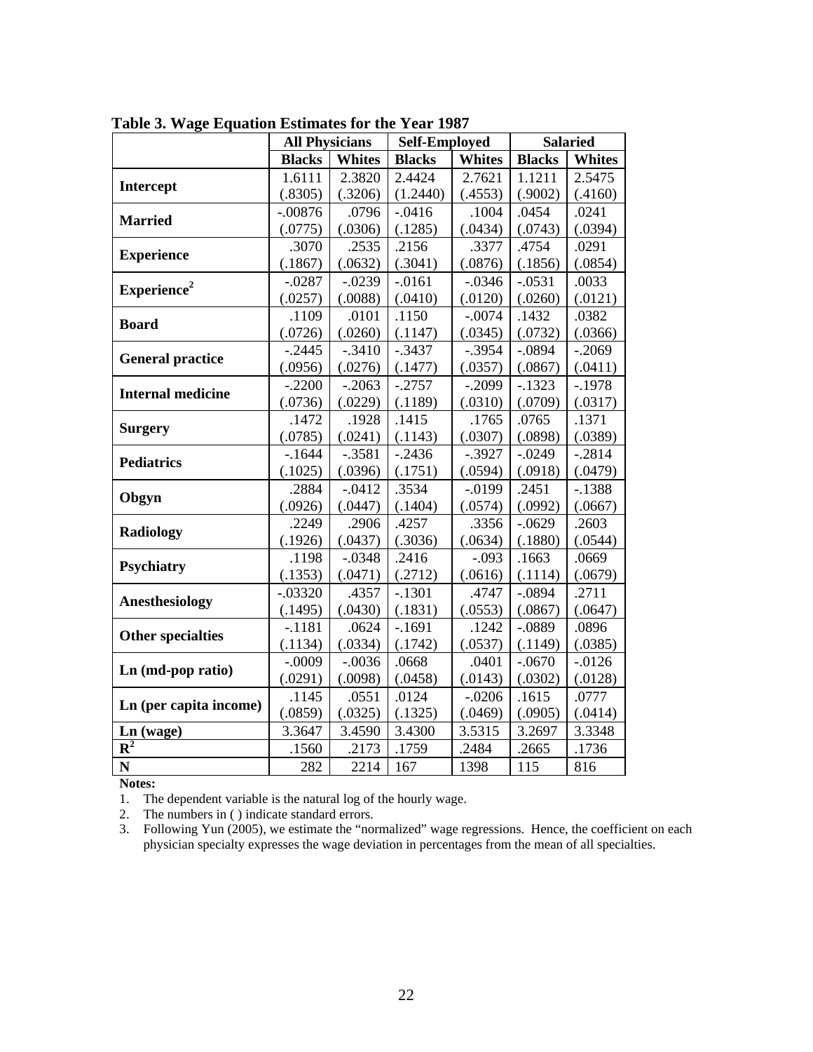**Table 3. Wage Equation Estimates for the Year 1987**

| | All Physicians | | Self-Employed | | Salaried | |
|---|---|---|---|---|---|---|
| | **Blacks** | **Whites** | **Blacks** | **Whites** | **Blacks** | **Whites** |
| **Intercept** | 1.6111<br>(.8305) | 2.3820<br>(.3206) | 2.4424<br>(1.2440) | 2.7621<br>(.4553) | 1.1211<br>(.9002) | 2.5475<br>(.4160) |
| **Married** | -.00876<br>(.0775) | .0796<br>(.0306) | -.0416<br>(.1285) | .1004<br>(.0434) | .0454<br>(.0743) | .0241<br>(.0394) |
| **Experience** | .3070<br>(.1867) | .2535<br>(.0632) | .2156<br>(.3041) | .3377<br>(.0876) | .4754<br>(.1856) | .0291<br>(.0854) |
| **Experience$^2$** | -.0287<br>(.0257) | -.0239<br>(.0088) | -.0161<br>(.0410) | -.0346<br>(.0120) | -.0531<br>(.0260) | .0033<br>(.0121) |
| **Board** | .1109<br>(.0726) | .0101<br>(.0260) | .1150<br>(.1147) | -.0074<br>(.0345) | .1432<br>(.0732) | .0382<br>(.0366) |
| **General practice** | -.2445<br>(.0956) | -.3410<br>(.0276) | -.3437<br>(.1477) | -.3954<br>(.0357) | -.0894<br>(.0867) | -.2069<br>(.0411) |
| **Internal medicine** | -.2200<br>(.0736) | -.2063<br>(.0229) | -.2757<br>(.1189) | -.2099<br>(.0310) | -.1323<br>(.0709) | -.1978<br>(.0317) |
| **Surgery** | .1472<br>(.0785) | .1928<br>(.0241) | .1415<br>(.1143) | .1765<br>(.0307) | .0765<br>(.0898) | .1371<br>(.0389) |
| **Pediatrics** | -.1644<br>(.1025) | -.3581<br>(.0396) | -.2436<br>(.1751) | -.3927<br>(.0594) | -.0249<br>(.0918) | -.2814<br>(.0479) |
| **Obgyn** | .2884<br>(.0926) | -.0412<br>(.0447) | .3534<br>(.1404) | -.0199<br>(.0574) | .2451<br>(.0992) | -.1388<br>(.0667) |
| **Radiology** | .2249<br>(.1926) | .2906<br>(.0437) | .4257<br>(.3036) | .3356<br>(.0634) | -.0629<br>(.1880) | .2603<br>(.0544) |
| **Psychiatry** | .1198<br>(.1353) | -.0348<br>(.0471) | .2416<br>(.2712) | -.093<br>(.0616) | .1663<br>(.1114) | .0669<br>(.0679) |
| **Anesthesiology** | -.03320<br>(.1495) | .4357<br>(.0430) | -.1301<br>(.1831) | .4747<br>(.0553) | -.0894<br>(.0867) | .2711<br>(.0647) |
| **Other specialties** | -.1181<br>(.1134) | .0624<br>(.0334) | -.1691<br>(.1742) | .1242<br>(.0537) | -.0889<br>(.1149) | .0896<br>(.0385) |
| **Ln (md-pop ratio)** | -.0009<br>(.0291) | -.0036<br>(.0098) | .0668<br>(.0458) | .0401<br>(.0143) | -.0670<br>(.0302) | -.0126<br>(.0128) |
| **Ln (per capita income)** | .1145<br>(.0859) | .0551<br>(.0325) | .0124<br>(.1325) | -.0206<br>(.0469) | .1615<br>(.0905) | .0777<br>(.0414) |
| **Ln (wage)** | 3.3647 | 3.4590 | 3.4300 | 3.5315 | 3.2697 | 3.3348 |
| **$R^2$** | .1560 | .2173 | .1759 | .2484 | .2665 | .1736 |
| **N** | 282 | 2214 | 167 | 1398 | 115 | 816 |

**Notes:**

1. The dependent variable is the natural log of the hourly wage.
2. The numbers in ( ) indicate standard errors.
3. Following Yun (2005), we estimate the "normalized" wage regressions. Hence, the coefficient on each physician specialty expresses the wage deviation in percentages from the mean of all specialties.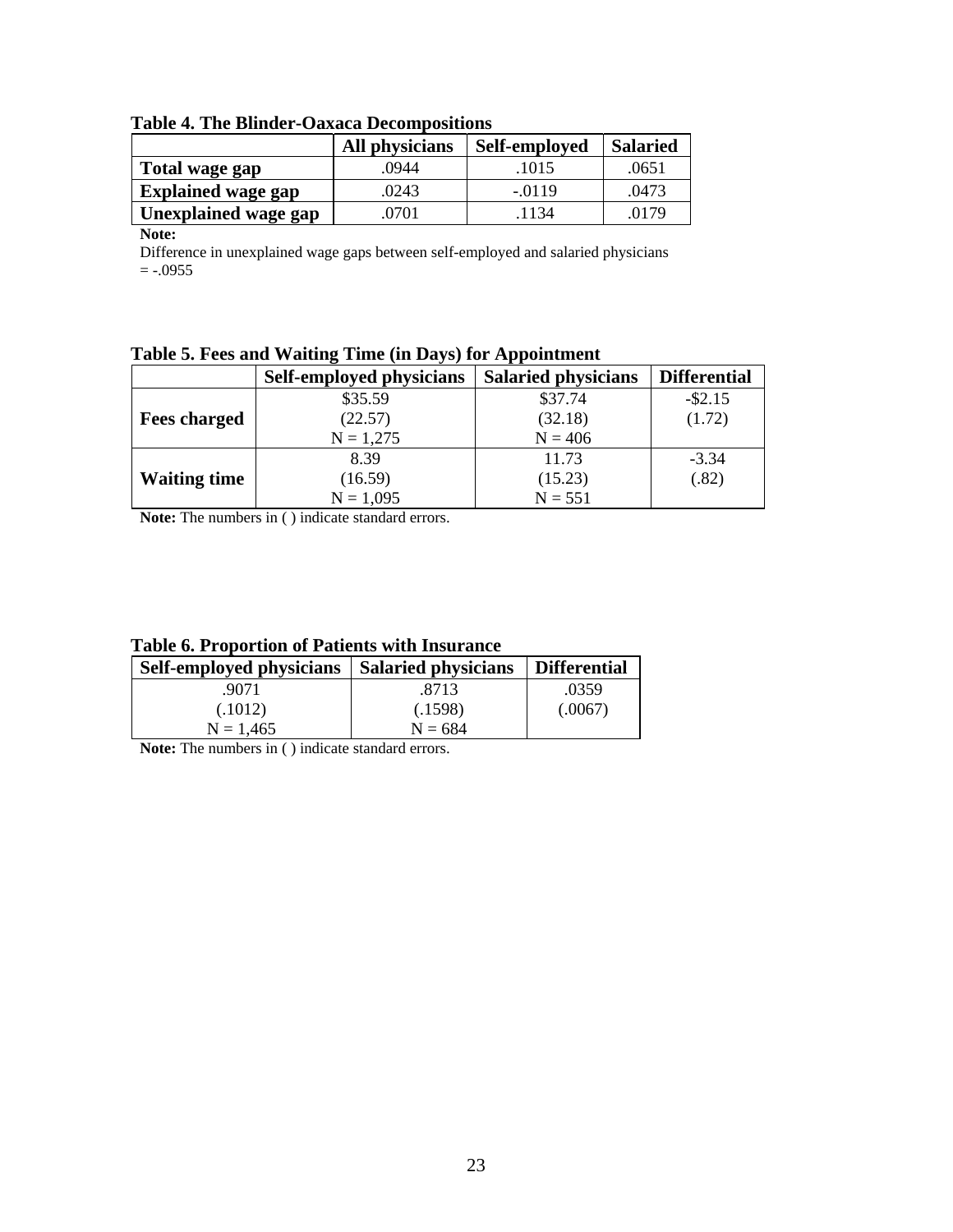**Table 4. The Blinder-Oaxaca Decompositions**

| | All physicians | Self-employed | Salaried |
|---|---|---|---|
| **Total wage gap** | .0944 | .1015 | .0651 |
| **Explained wage gap** | .0243 | -.0119 | .0473 |
| **Unexplained wage gap** | .0701 | .1134 | .0179 |

**Note:**

Difference in unexplained wage gaps between self-employed and salaried physicians = -.0955

**Table 5. Fees and Waiting Time (in Days) for Appointment**

| | Self-employed physicians | Salaried physicians | Differential |
|---|---|---|---|
| **Fees charged** | \$35.59<br>(22.57)<br>N = 1,275 | \$37.74<br>(32.18)<br>N = 406 | -\$2.15<br>(1.72) |
| **Waiting time** | 8.39<br>(16.59)<br>N = 1,095 | 11.73<br>(15.23)<br>N = 551 | -3.34<br>(.82) |

**Note:** The numbers in ( ) indicate standard errors.

**Table 6. Proportion of Patients with Insurance**

| Self-employed physicians | Salaried physicians | Differential |
|---|---|---|
| .9071<br>(.1012)<br>N = 1,465 | .8713<br>(.1598)<br>N = 684 | .0359<br>(.0067) |

**Note:** The numbers in ( ) indicate standard errors.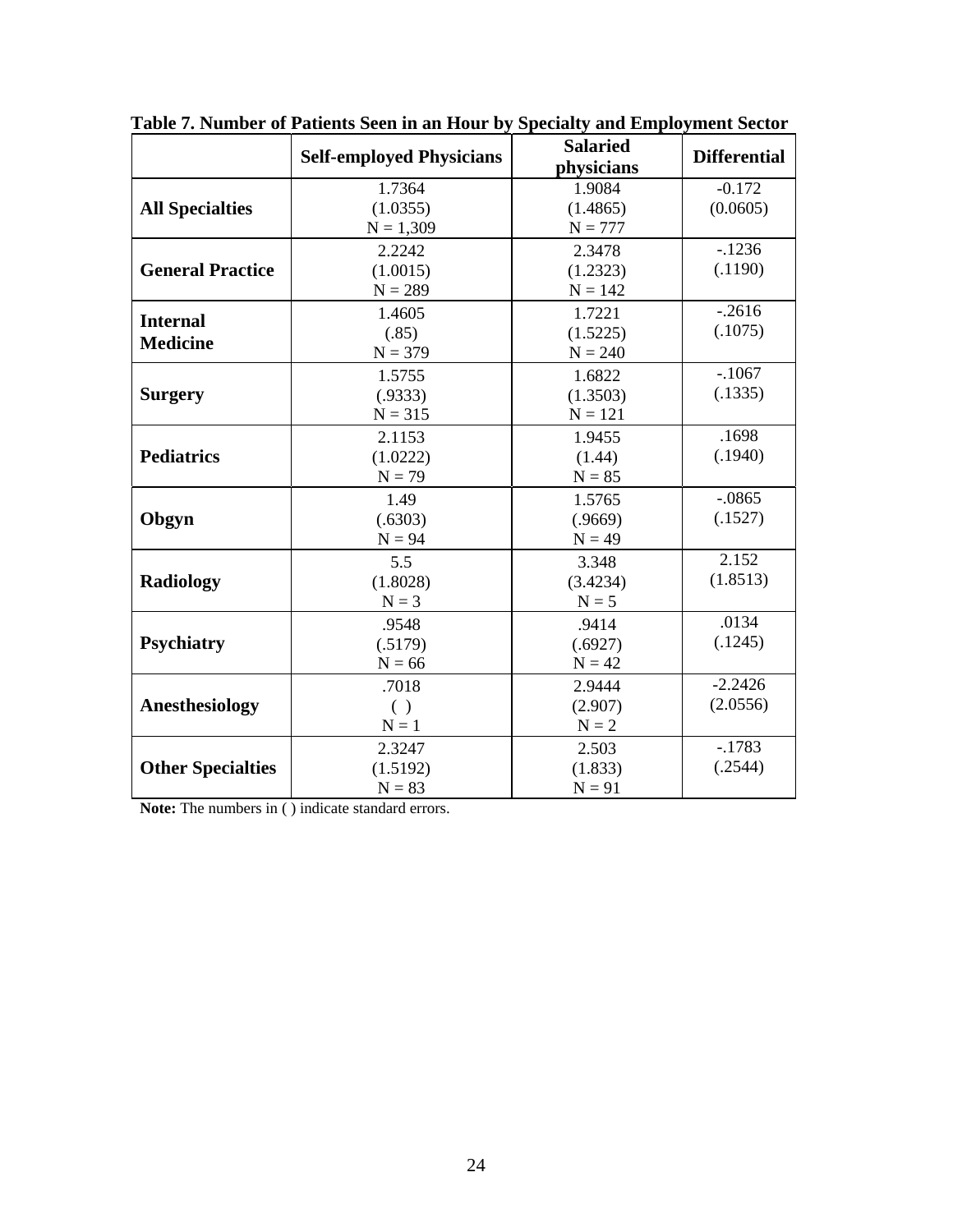**Table 7. Number of Patients Seen in an Hour by Specialty and Employment Sector**

| | Self-employed Physicians | Salaried physicians | Differential |
|---|---|---|---|
| **All Specialties** | 1.7364<br>(1.0355)<br>N = 1,309 | 1.9084<br>(1.4865)<br>N = 777 | -0.172<br>(0.0605) |
| **General Practice** | 2.2242<br>(1.0015)<br>N = 289 | 2.3478<br>(1.2323)<br>N = 142 | -.1236<br>(.1190) |
| **Internal Medicine** | 1.4605<br>(.85)<br>N = 379 | 1.7221<br>(1.5225)<br>N = 240 | -.2616<br>(.1075) |
| **Surgery** | 1.5755<br>(.9333)<br>N = 315 | 1.6822<br>(1.3503)<br>N = 121 | -.1067<br>(.1335) |
| **Pediatrics** | 2.1153<br>(1.0222)<br>N = 79 | 1.9455<br>(1.44)<br>N = 85 | .1698<br>(.1940) |
| **Obgyn** | 1.49<br>(.6303)<br>N = 94 | 1.5765<br>(.9669)<br>N = 49 | -.0865<br>(.1527) |
| **Radiology** | 5.5<br>(1.8028)<br>N = 3 | 3.348<br>(3.4234)<br>N = 5 | 2.152<br>(1.8513) |
| **Psychiatry** | .9548<br>(.5179)<br>N = 66 | .9414<br>(.6927)<br>N = 42 | .0134<br>(.1245) |
| **Anesthesiology** | .7018<br>( )<br>N = 1 | 2.9444<br>(2.907)<br>N = 2 | -2.2426<br>(2.0556) |
| **Other Specialties** | 2.3247<br>(1.5192)<br>N = 83 | 2.503<br>(1.833)<br>N = 91 | -.1783<br>(.2544) |

**Note:** The numbers in ( ) indicate standard errors.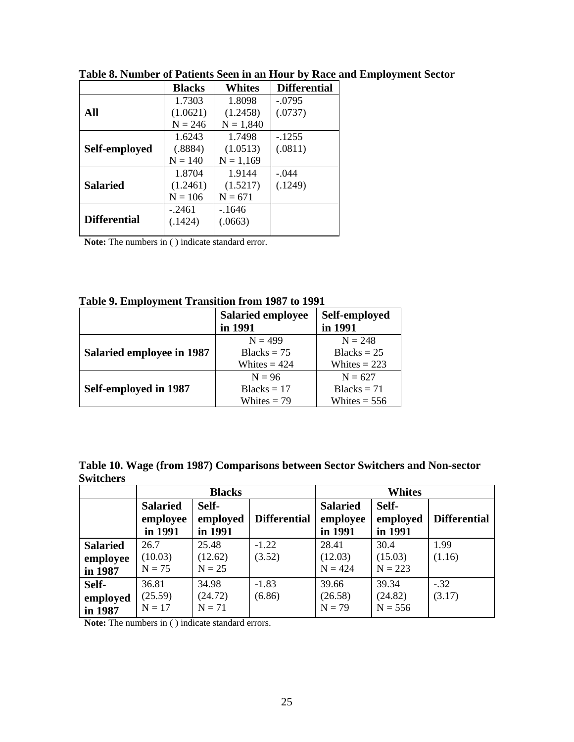**Table 8. Number of Patients Seen in an Hour by Race and Employment Sector**

| | Blacks | Whites | Differential |
|---|---|---|---|
| **All** | 1.7303<br>(1.0621)<br>N = 246 | 1.8098<br>(1.2458)<br>N = 1,840 | -.0795<br>(.0737) |
| **Self-employed** | 1.6243<br>(.8884)<br>N = 140 | 1.7498<br>(1.0513)<br>N = 1,169 | -.1255<br>(.0811) |
| **Salaried** | 1.8704<br>(1.2461)<br>N = 106 | 1.9144<br>(1.5217)<br>N = 671 | -.044<br>(.1249) |
| **Differential** | -.2461<br>(.1424) | -.1646<br>(.0663) | |

**Note:** The numbers in ( ) indicate standard error.

**Table 9. Employment Transition from 1987 to 1991**

| | Salaried employee in 1991 | Self-employed in 1991 |
|---|---|---|
| **Salaried employee in 1987** | N = 499<br>Blacks = 75<br>Whites = 424 | N = 248<br>Blacks = 25<br>Whites = 223 |
| **Self-employed in 1987** | N = 96<br>Blacks = 17<br>Whites = 79 | N = 627<br>Blacks = 71<br>Whites = 556 |

**Table 10. Wage (from 1987) Comparisons between Sector Switchers and Non-sector Switchers**

| | Blacks | | | Whites | | |
|---|---|---|---|---|---|---|
| | **Salaried employee in 1991** | **Self-employed in 1991** | **Differential** | **Salaried employee in 1991** | **Self-employed in 1991** | **Differential** |
| **Salaried employee in 1987** | 26.7<br>(10.03)<br>N = 75 | 25.48<br>(12.62)<br>N = 25 | -1.22<br>(3.52) | 28.41<br>(12.03)<br>N = 424 | 30.4<br>(15.03)<br>N = 223 | 1.99<br>(1.16) |
| **Self-employed in 1987** | 36.81<br>(25.59)<br>N = 17 | 34.98<br>(24.72)<br>N = 71 | -1.83<br>(6.86) | 39.66<br>(26.58)<br>N = 79 | 39.34<br>(24.82)<br>N = 556 | -.32<br>(3.17) |

**Note:** The numbers in ( ) indicate standard errors.